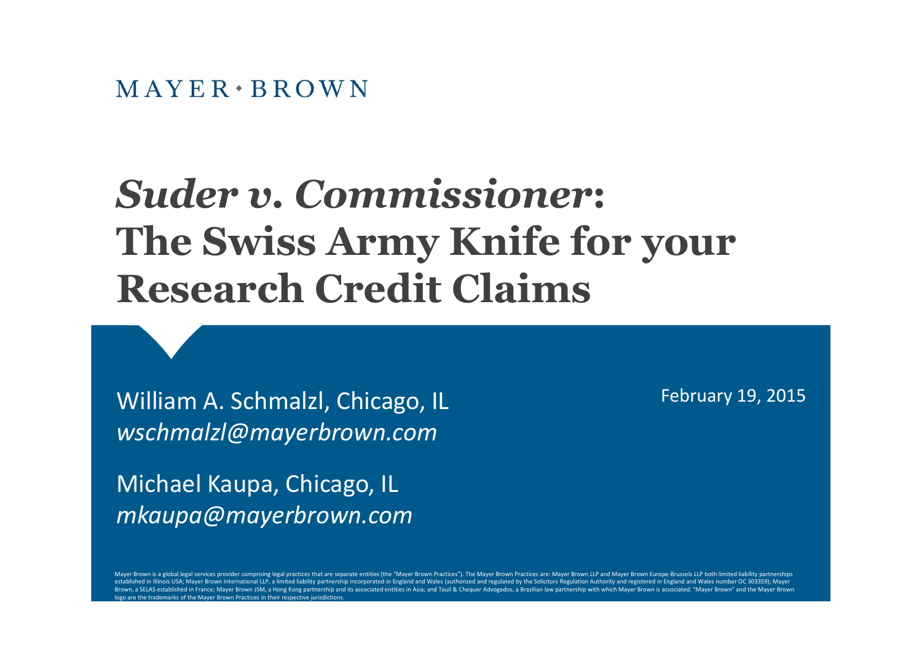MAYER • BROWN

# *Suder v. Commissioner*: The Swiss Army Knife for your Research Credit Claims

William A. Schmalzl, Chicago, IL
*wschmalzl@mayerbrown.com*

Michael Kaupa, Chicago, IL
*mkaupa@mayerbrown.com*

February 19, 2015

Mayer Brown is a global legal services provider comprising legal practices that are separate entities (the "Mayer Brown Practices"). The Mayer Brown Practices are: Mayer Brown LLP and Mayer Brown Europe-Brussels LLP both limited liability partnerships established in Illinois USA; Mayer Brown International LLP, a limited liability partnership incorporated in England and Wales (authorized and regulated by the Solicitors Regulation Authority and registered in England and Wales number OC 303359); Mayer Brown, a SELAS established in France; Mayer Brown JSM, a Hong Kong partnership and its associated entities in Asia; and Tauil & Chequer Advogados, a Brazilian law partnership with which Mayer Brown is associated. "Mayer Brown" and the Mayer Brown logo are the trademarks of the Mayer Brown Practices in their respective jurisdictions.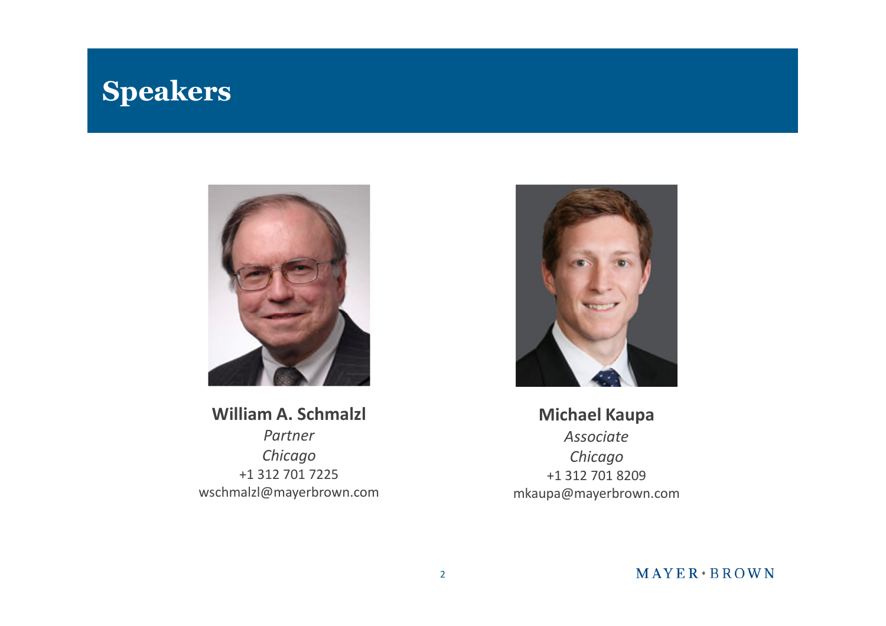# Speakers

**William A. Schmalzl**
*Partner*
*Chicago*
+1 312 701 7225
wschmalzl@mayerbrown.com

**Michael Kaupa**
*Associate*
*Chicago*
+1 312 701 8209
mkaupa@mayerbrown.com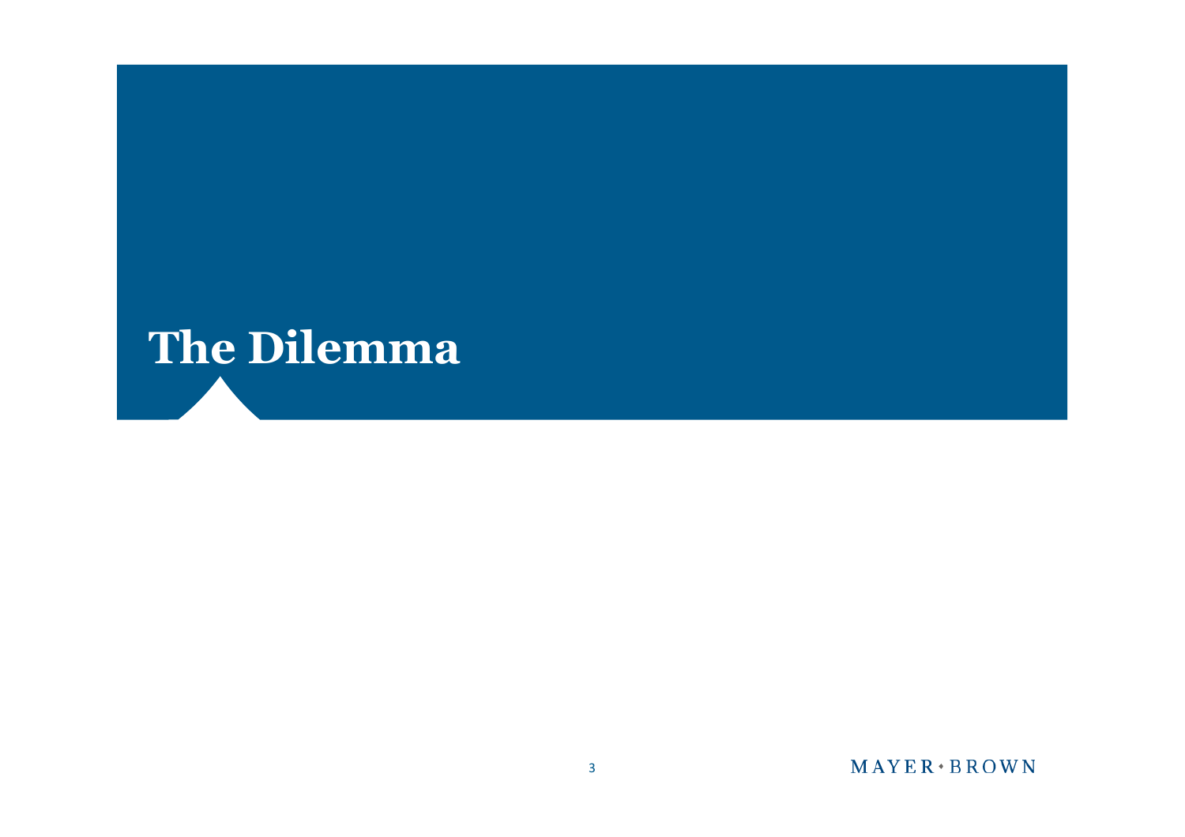# The Dilemma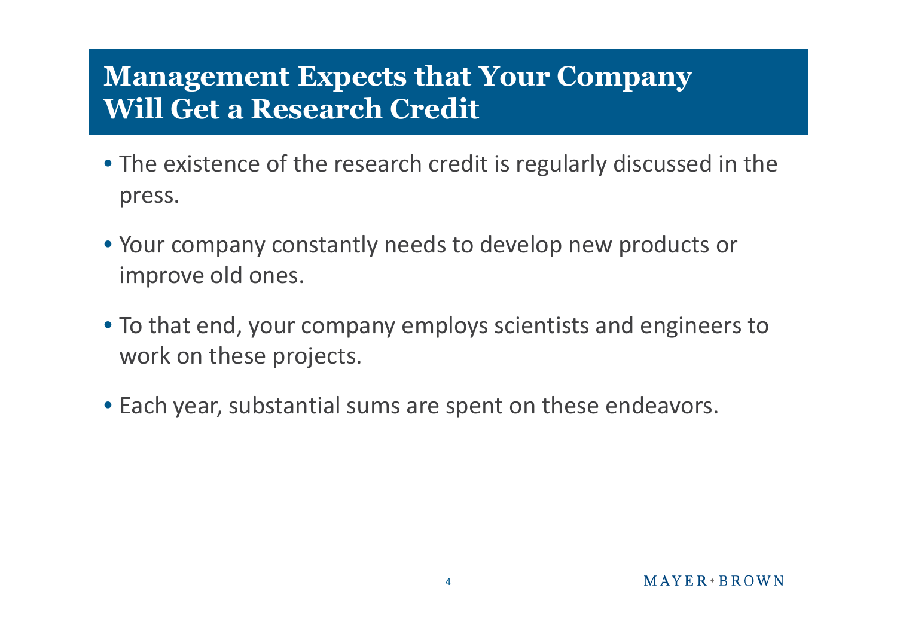# Management Expects that Your Company Will Get a Research Credit

- The existence of the research credit is regularly discussed in the press.
- Your company constantly needs to develop new products or improve old ones.
- To that end, your company employs scientists and engineers to work on these projects.
- Each year, substantial sums are spent on these endeavors.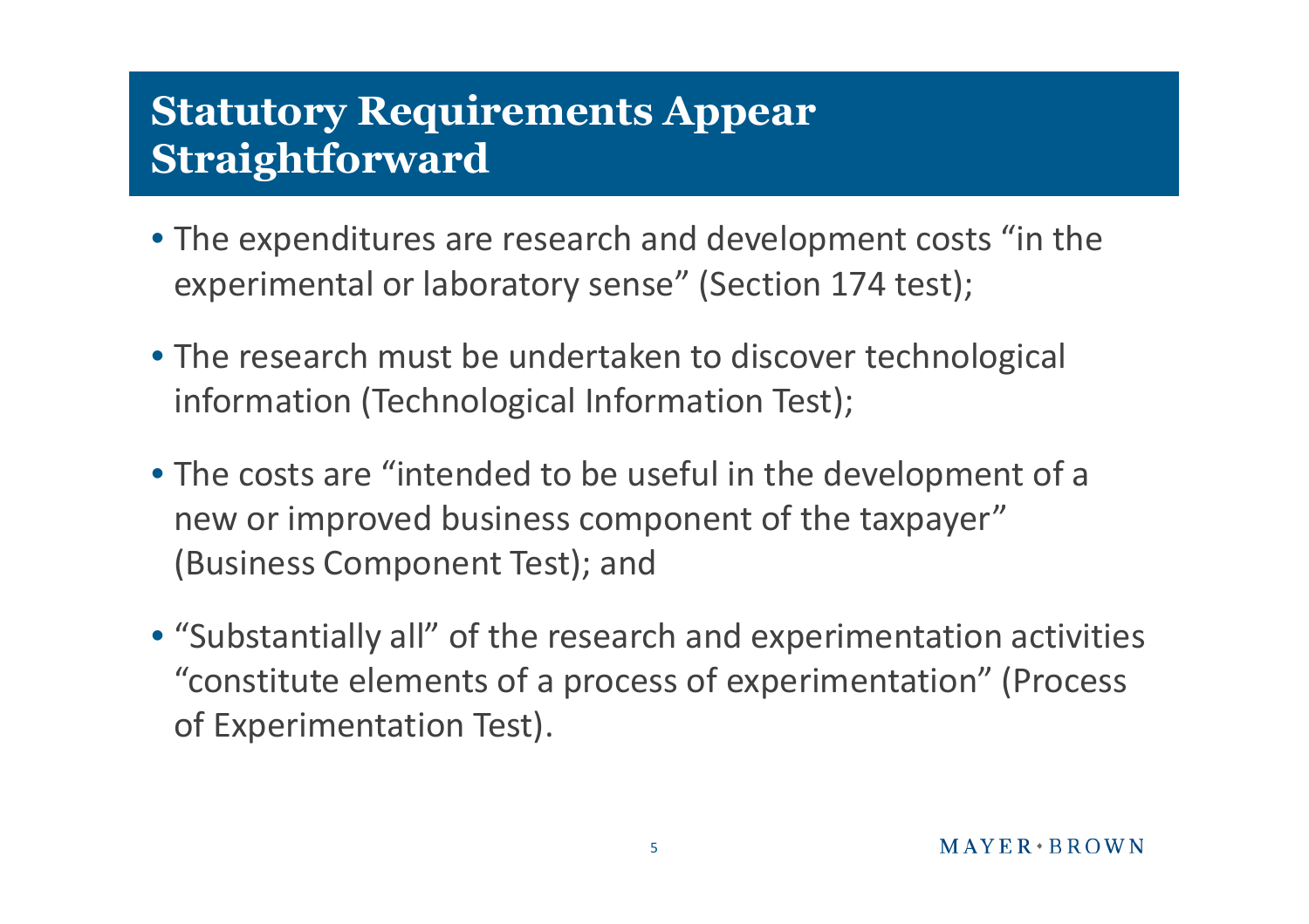# Statutory Requirements Appear Straightforward

- The expenditures are research and development costs “in the experimental or laboratory sense” (Section 174 test);
- The research must be undertaken to discover technological information (Technological Information Test);
- The costs are “intended to be useful in the development of a new or improved business component of the taxpayer” (Business Component Test); and
- “Substantially all” of the research and experimentation activities “constitute elements of a process of experimentation” (Process of Experimentation Test).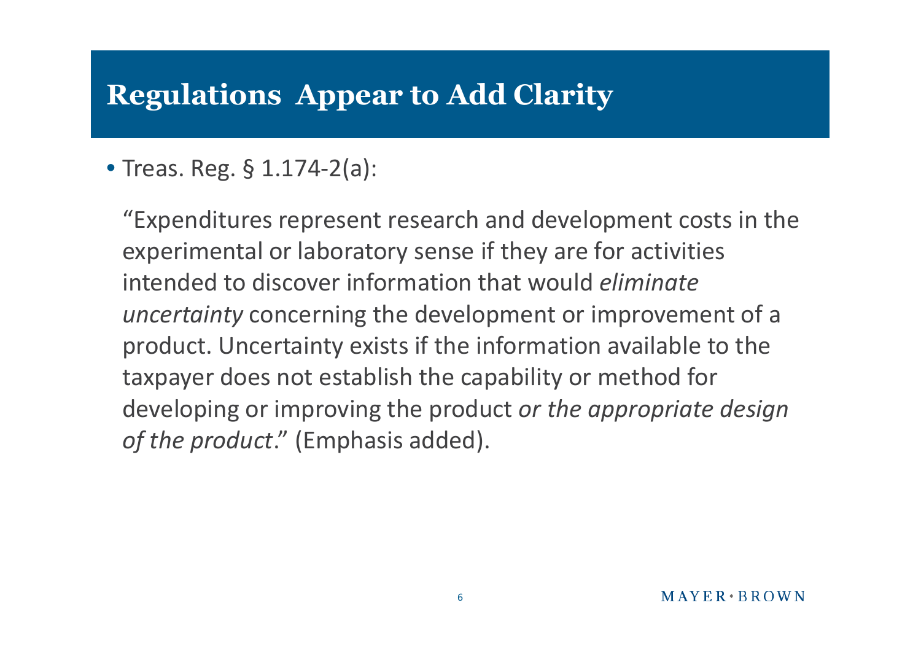# Regulations Appear to Add Clarity

- Treas. Reg. § 1.174-2(a):

  "Expenditures represent research and development costs in the experimental or laboratory sense if they are for activities intended to discover information that would *eliminate uncertainty* concerning the development or improvement of a product. Uncertainty exists if the information available to the taxpayer does not establish the capability or method for developing or improving the product *or the appropriate design of the product*." (Emphasis added).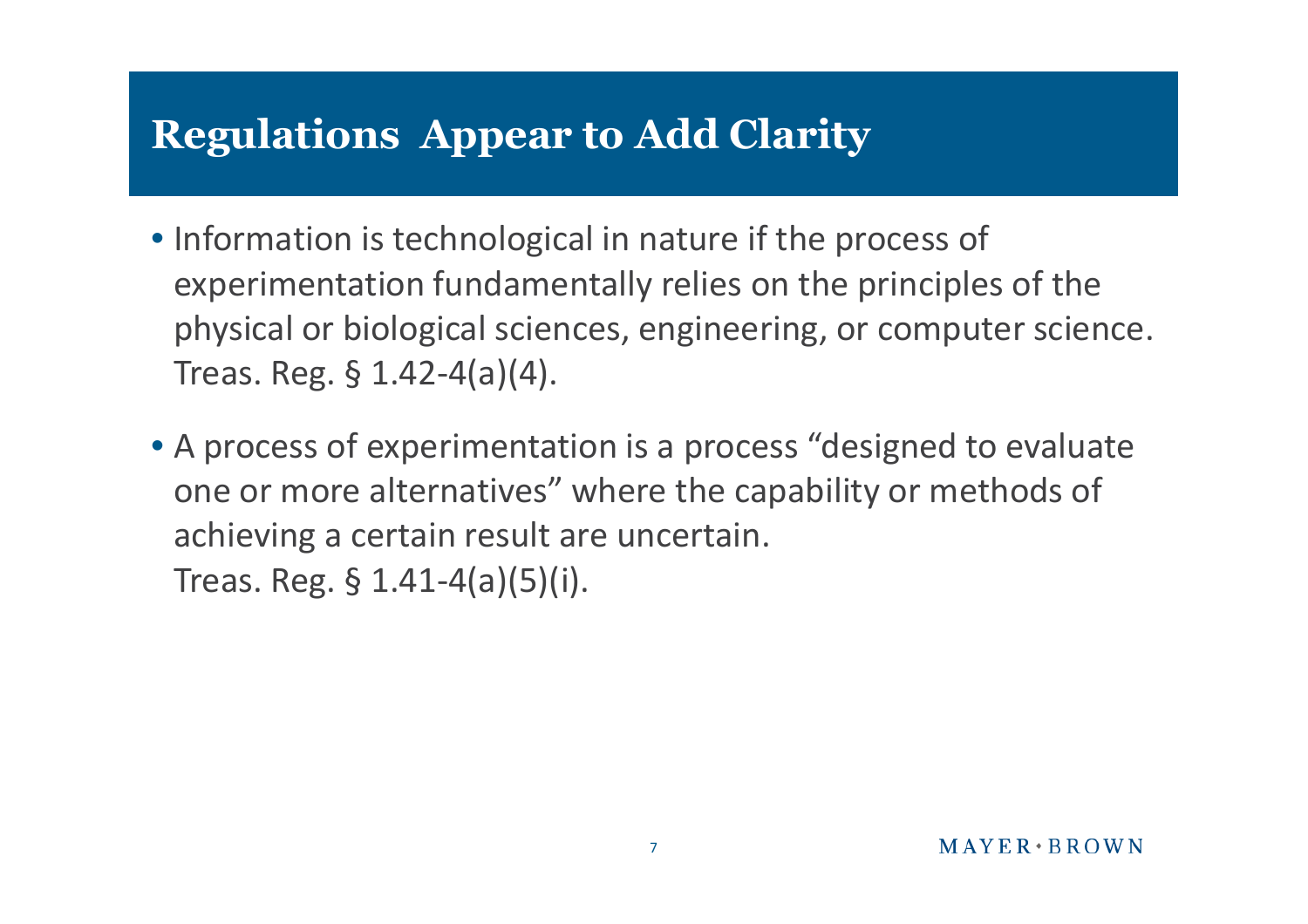# Regulations Appear to Add Clarity

- Information is technological in nature if the process of experimentation fundamentally relies on the principles of the physical or biological sciences, engineering, or computer science. Treas. Reg. § 1.42-4(a)(4).

- A process of experimentation is a process "designed to evaluate one or more alternatives" where the capability or methods of achieving a certain result are uncertain. Treas. Reg. § 1.41-4(a)(5)(i).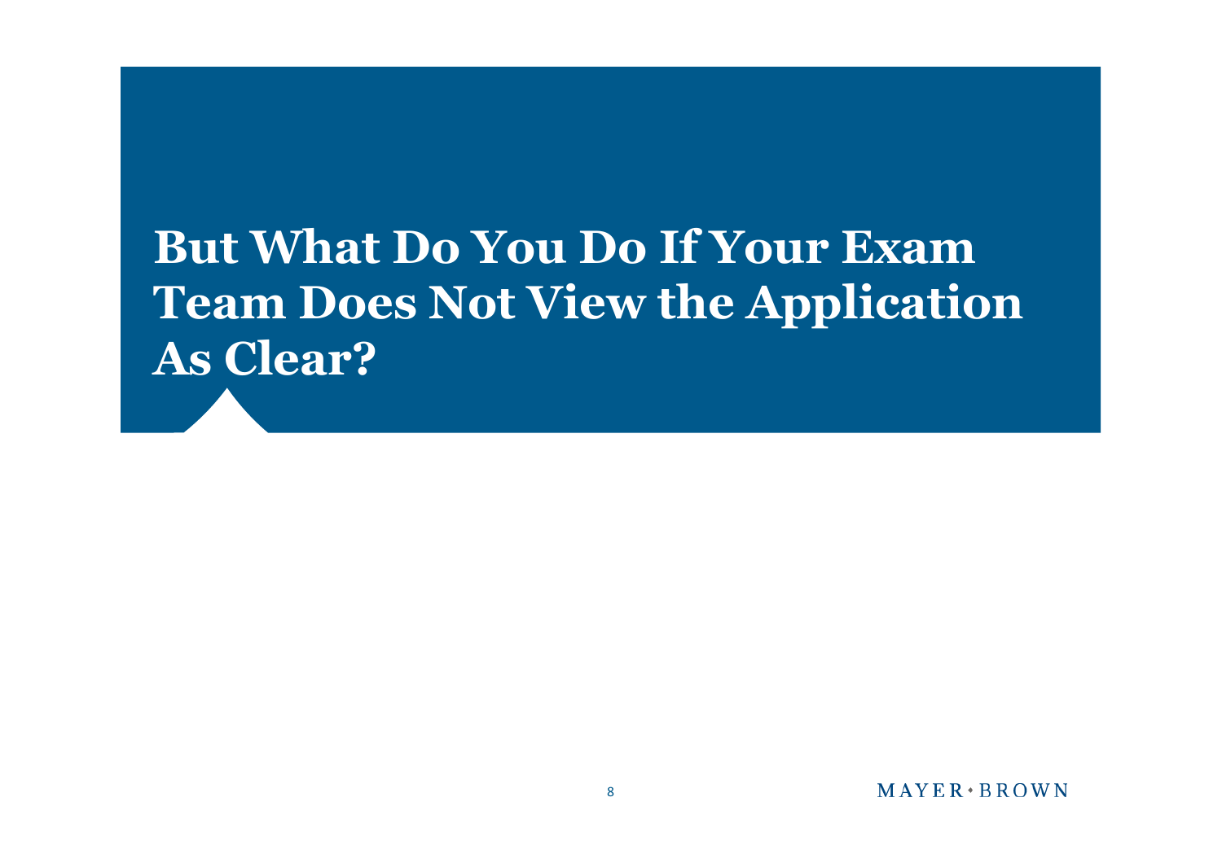# But What Do You Do If Your Exam Team Does Not View the Application As Clear?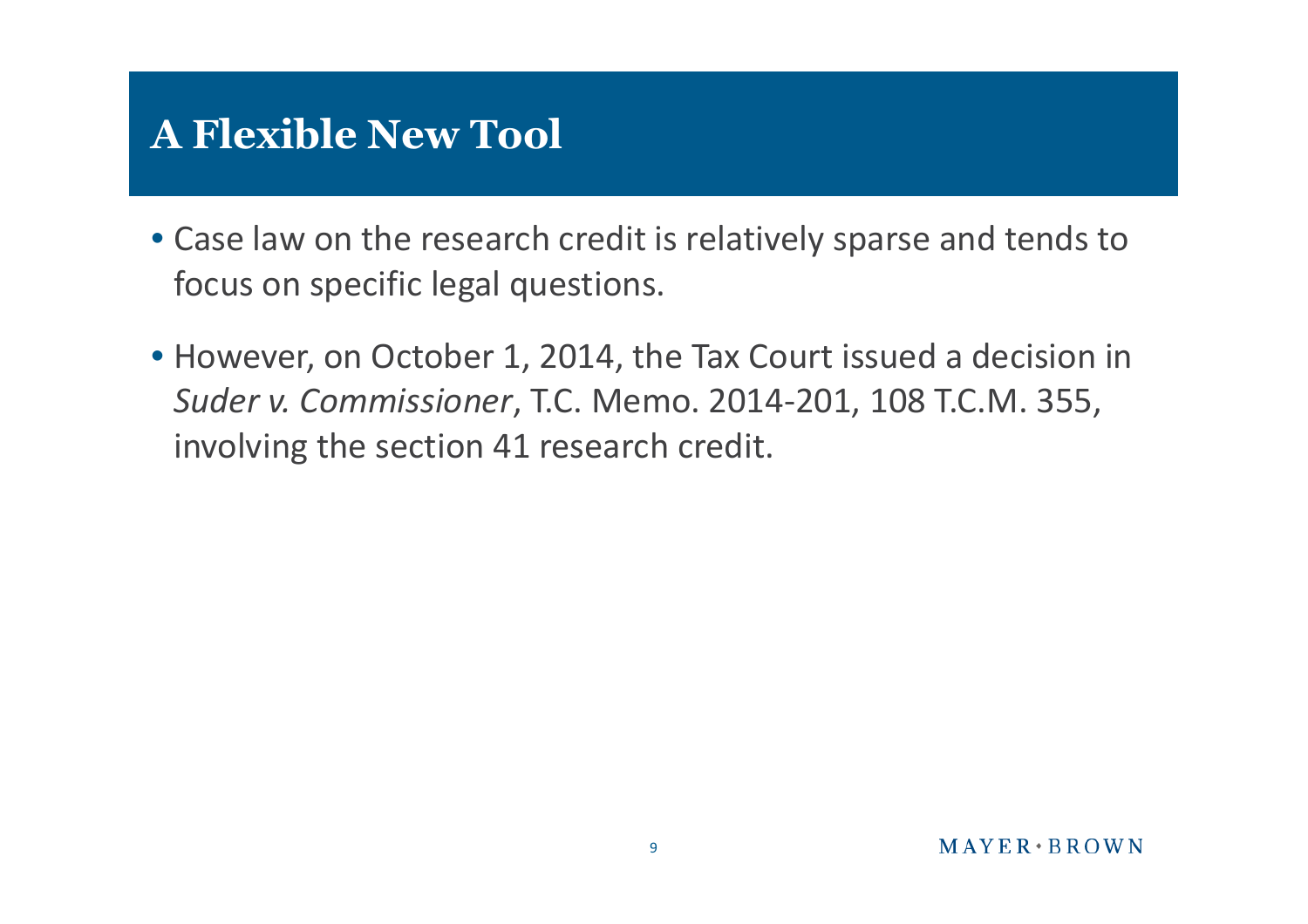# A Flexible New Tool

- Case law on the research credit is relatively sparse and tends to focus on specific legal questions.
- However, on October 1, 2014, the Tax Court issued a decision in *Suder v. Commissioner*, T.C. Memo. 2014-201, 108 T.C.M. 355, involving the section 41 research credit.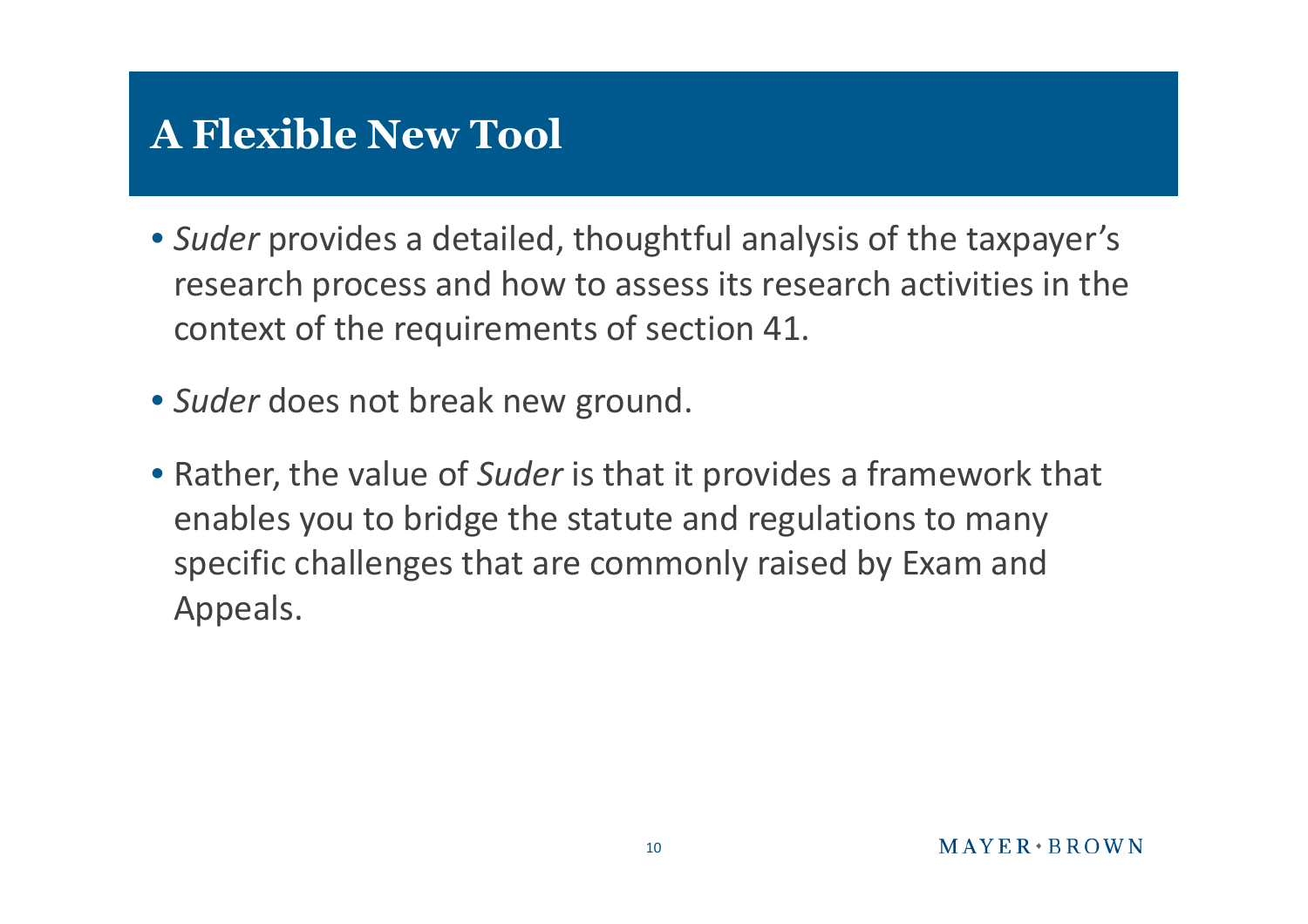# A Flexible New Tool

- *Suder* provides a detailed, thoughtful analysis of the taxpayer's research process and how to assess its research activities in the context of the requirements of section 41.
- *Suder* does not break new ground.
- Rather, the value of *Suder* is that it provides a framework that enables you to bridge the statute and regulations to many specific challenges that are commonly raised by Exam and Appeals.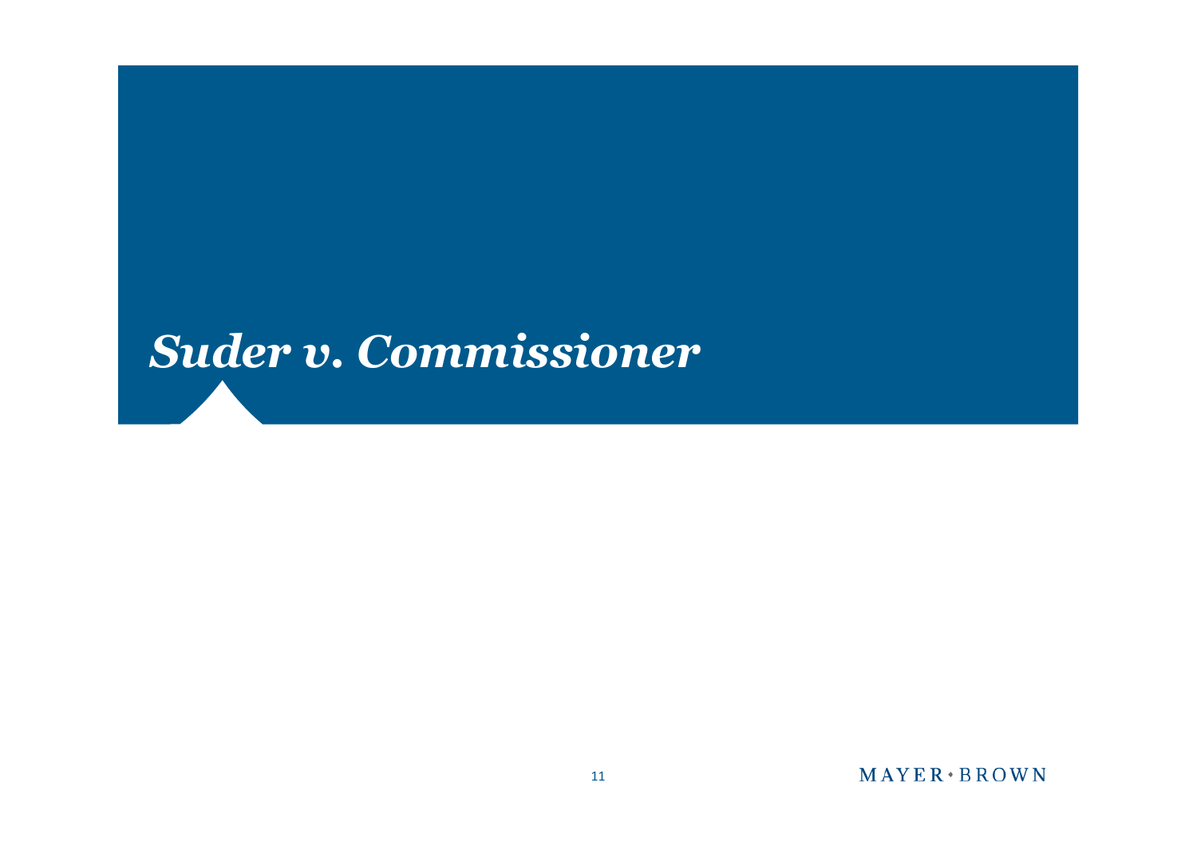# *Suder v. Commissioner*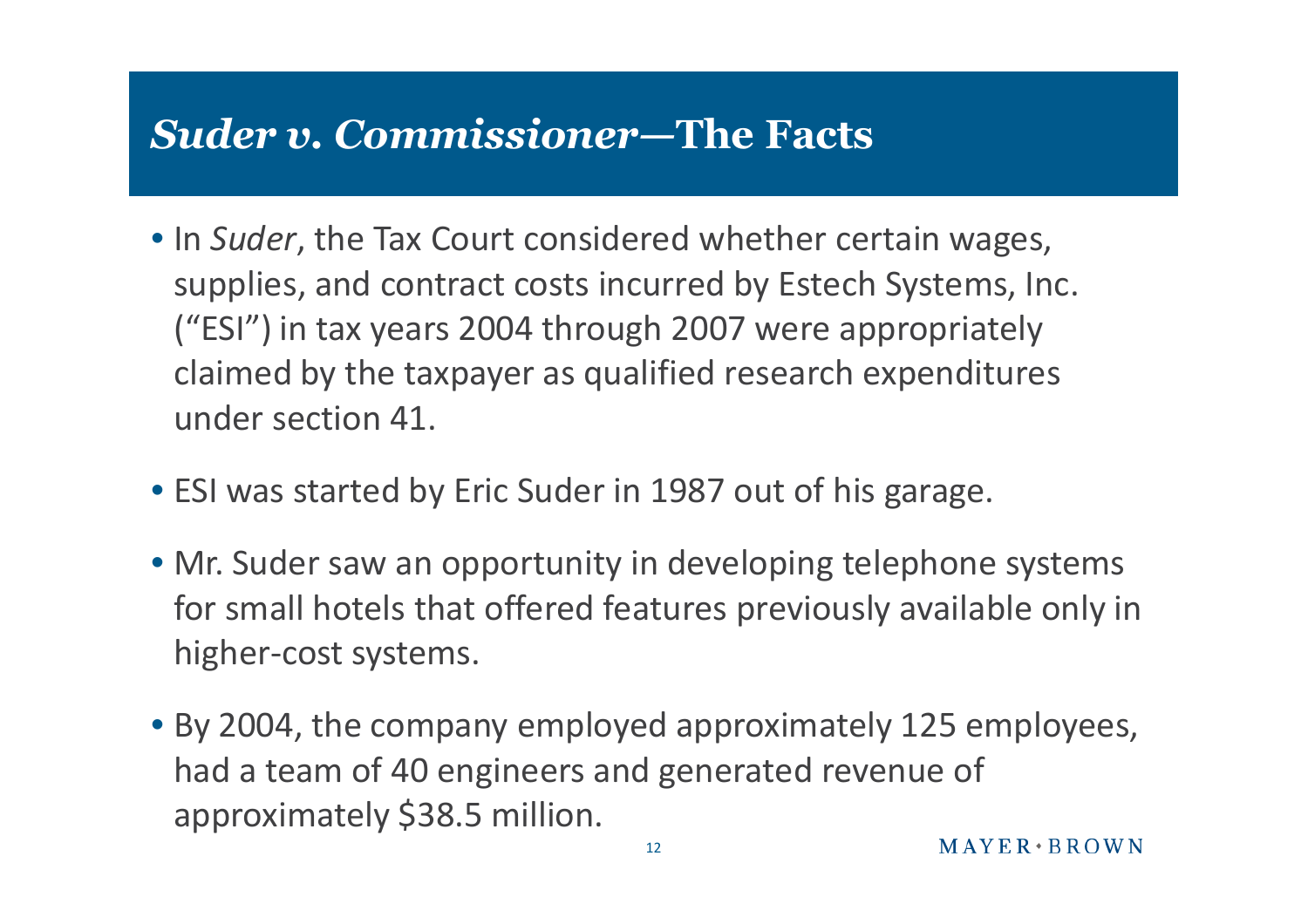# *Suder v. Commissioner*—The Facts

- In *Suder*, the Tax Court considered whether certain wages, supplies, and contract costs incurred by Estech Systems, Inc. ("ESI") in tax years 2004 through 2007 were appropriately claimed by the taxpayer as qualified research expenditures under section 41.
- ESI was started by Eric Suder in 1987 out of his garage.
- Mr. Suder saw an opportunity in developing telephone systems for small hotels that offered features previously available only in higher-cost systems.
- By 2004, the company employed approximately 125 employees, had a team of 40 engineers and generated revenue of approximately $38.5 million.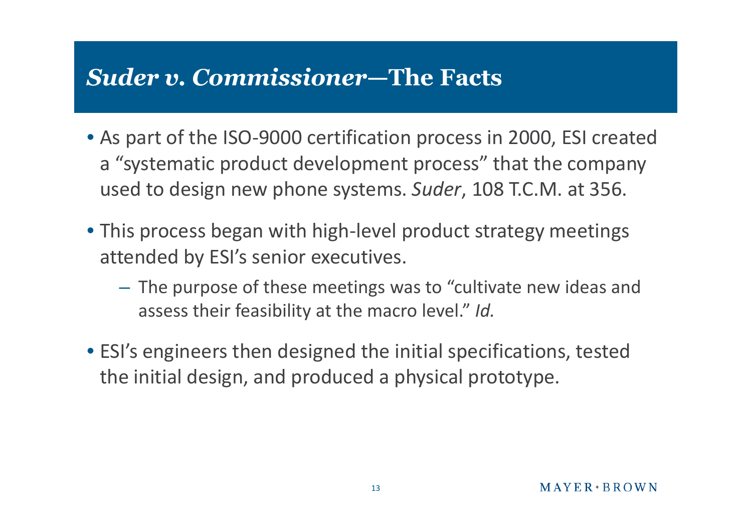## *Suder v. Commissioner*—The Facts

- As part of the ISO-9000 certification process in 2000, ESI created a "systematic product development process" that the company used to design new phone systems. *Suder*, 108 T.C.M. at 356.
- This process began with high-level product strategy meetings attended by ESI's senior executives.
  - The purpose of these meetings was to "cultivate new ideas and assess their feasibility at the macro level." *Id.*
- ESI's engineers then designed the initial specifications, tested the initial design, and produced a physical prototype.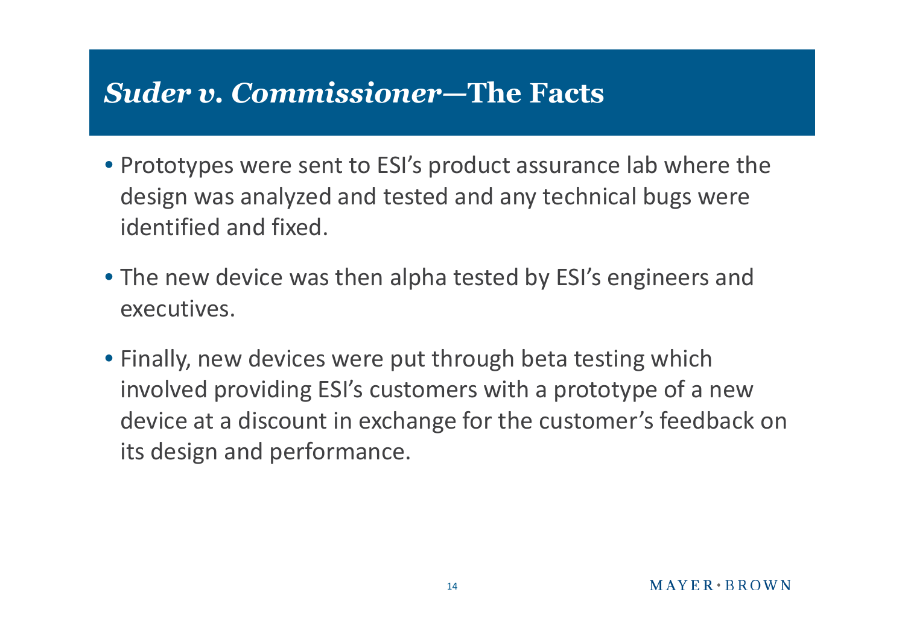## *Suder v. Commissioner*—The Facts

- Prototypes were sent to ESI's product assurance lab where the design was analyzed and tested and any technical bugs were identified and fixed.
- The new device was then alpha tested by ESI's engineers and executives.
- Finally, new devices were put through beta testing which involved providing ESI's customers with a prototype of a new device at a discount in exchange for the customer's feedback on its design and performance.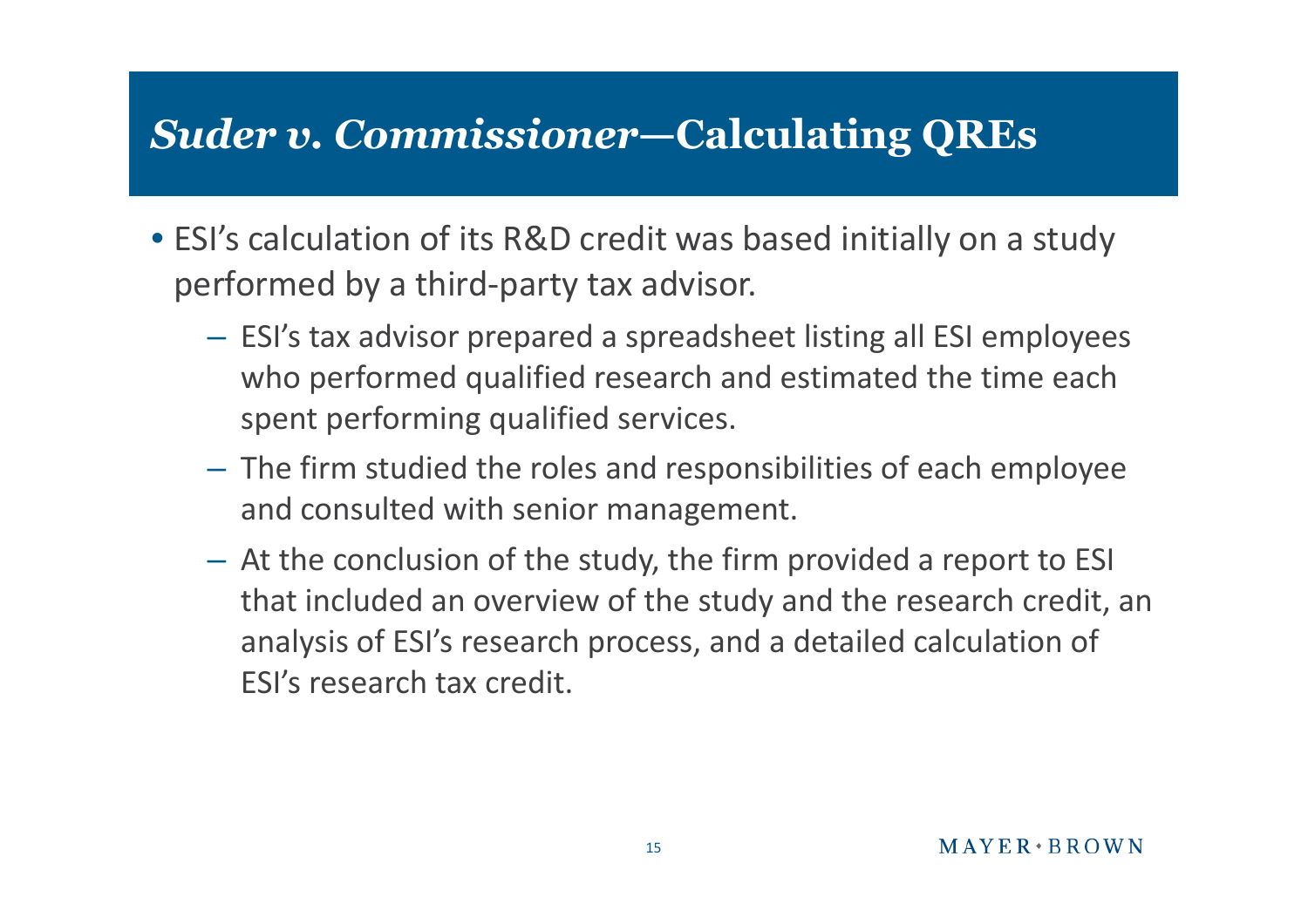# *Suder v. Commissioner*—Calculating QREs

- ESI's calculation of its R&D credit was based initially on a study performed by a third-party tax advisor.
  - ESI's tax advisor prepared a spreadsheet listing all ESI employees who performed qualified research and estimated the time each spent performing qualified services.
  - The firm studied the roles and responsibilities of each employee and consulted with senior management.
  - At the conclusion of the study, the firm provided a report to ESI that included an overview of the study and the research credit, an analysis of ESI's research process, and a detailed calculation of ESI's research tax credit.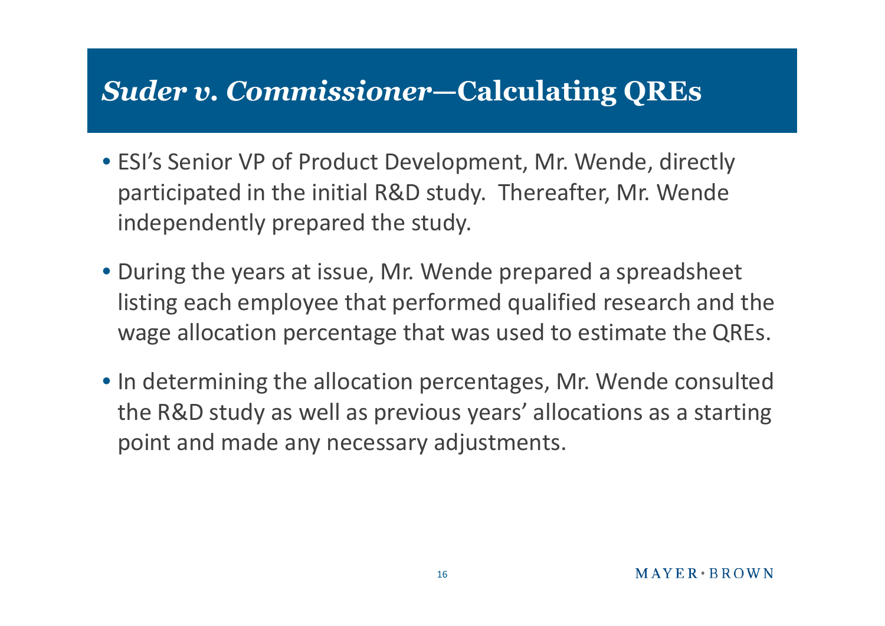# *Suder v. Commissioner*—Calculating QREs

- ESI's Senior VP of Product Development, Mr. Wende, directly participated in the initial R&D study. Thereafter, Mr. Wende independently prepared the study.
- During the years at issue, Mr. Wende prepared a spreadsheet listing each employee that performed qualified research and the wage allocation percentage that was used to estimate the QREs.
- In determining the allocation percentages, Mr. Wende consulted the R&D study as well as previous years' allocations as a starting point and made any necessary adjustments.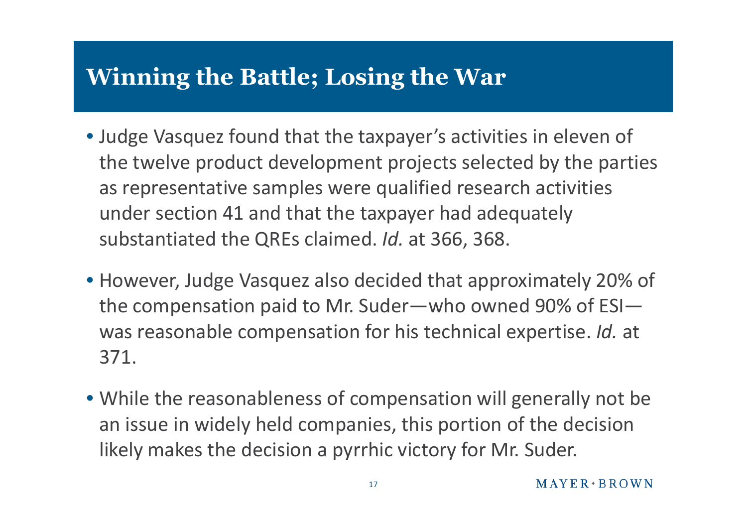# Winning the Battle; Losing the War

- Judge Vasquez found that the taxpayer's activities in eleven of the twelve product development projects selected by the parties as representative samples were qualified research activities under section 41 and that the taxpayer had adequately substantiated the QREs claimed. *Id.* at 366, 368.
- However, Judge Vasquez also decided that approximately 20% of the compensation paid to Mr. Suder—who owned 90% of ESI—was reasonable compensation for his technical expertise. *Id.* at 371.
- While the reasonableness of compensation will generally not be an issue in widely held companies, this portion of the decision likely makes the decision a pyrrhic victory for Mr. Suder.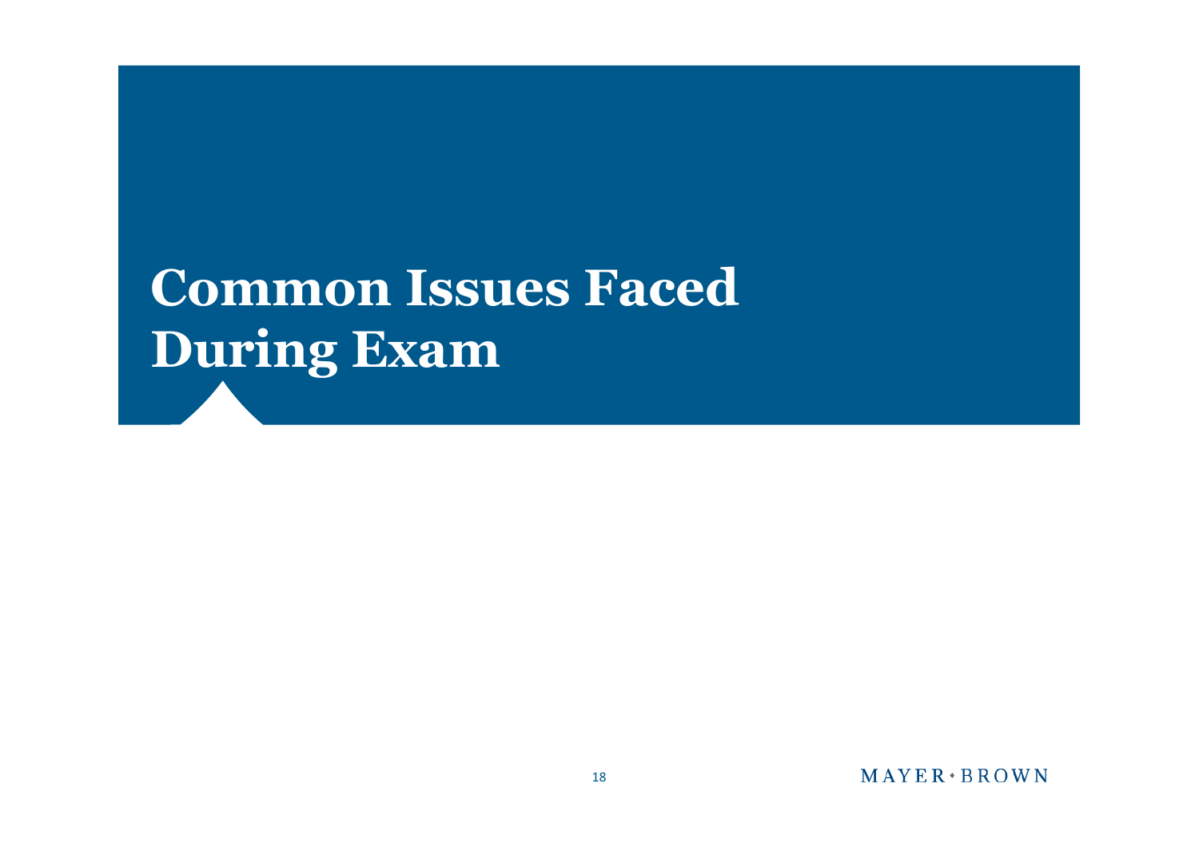# Common Issues Faced During Exam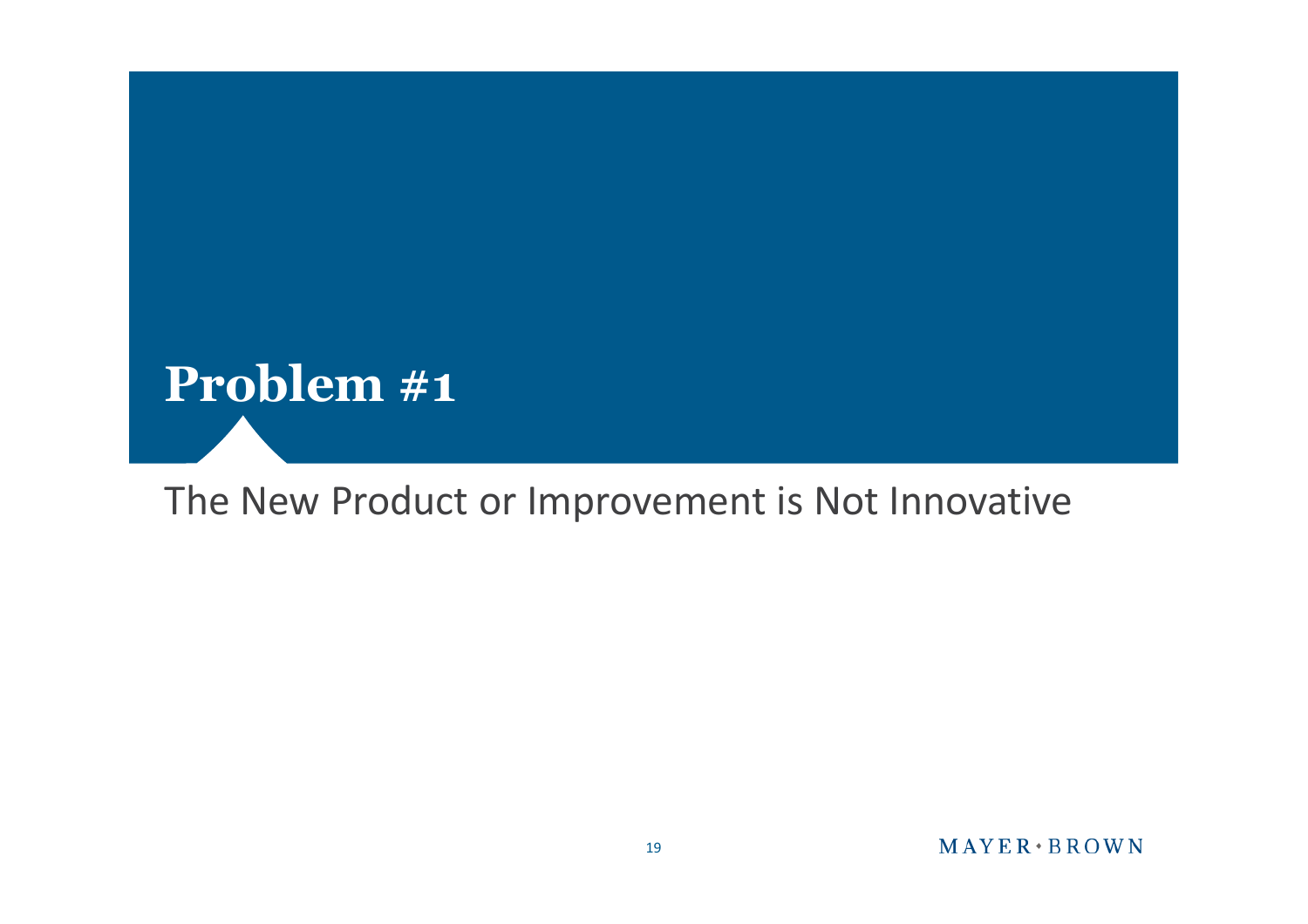# Problem #1

The New Product or Improvement is Not Innovative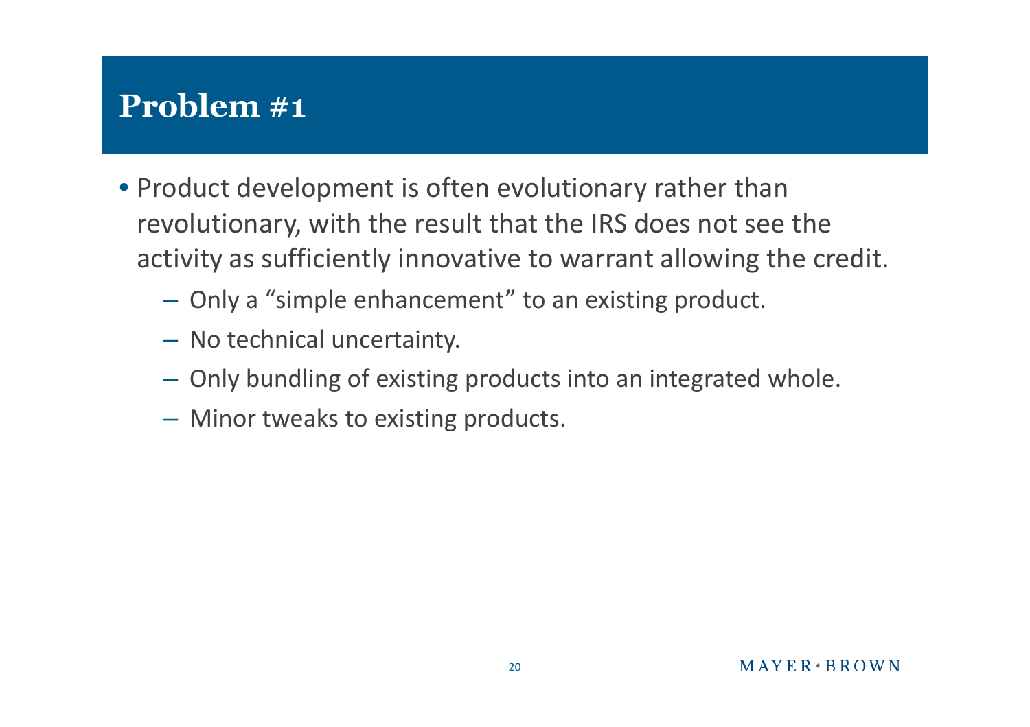# Problem #1

- Product development is often evolutionary rather than revolutionary, with the result that the IRS does not see the activity as sufficiently innovative to warrant allowing the credit.
  - Only a "simple enhancement" to an existing product.
  - No technical uncertainty.
  - Only bundling of existing products into an integrated whole.
  - Minor tweaks to existing products.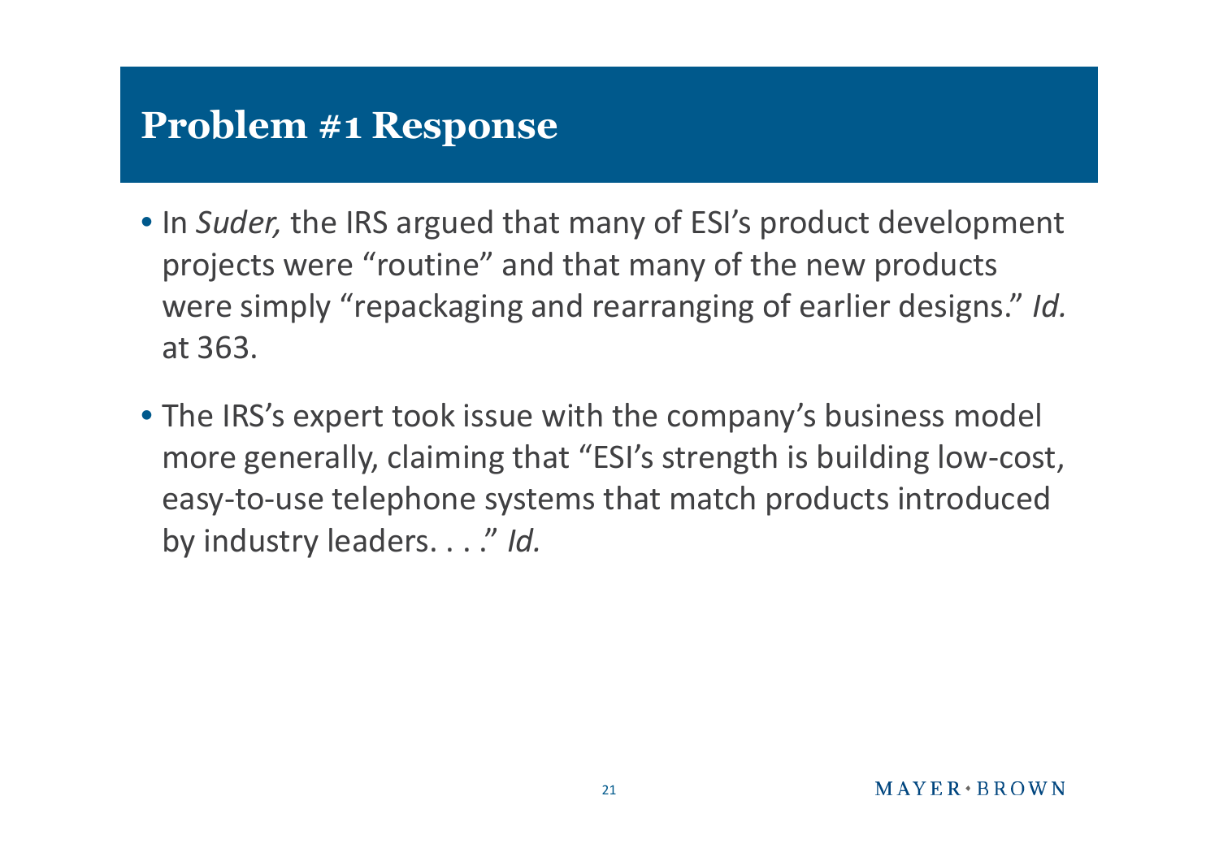# Problem #1 Response

- In *Suder,* the IRS argued that many of ESI's product development projects were "routine" and that many of the new products were simply "repackaging and rearranging of earlier designs." *Id.* at 363.
- The IRS's expert took issue with the company's business model more generally, claiming that "ESI's strength is building low-cost, easy-to-use telephone systems that match products introduced by industry leaders. . . ." *Id.*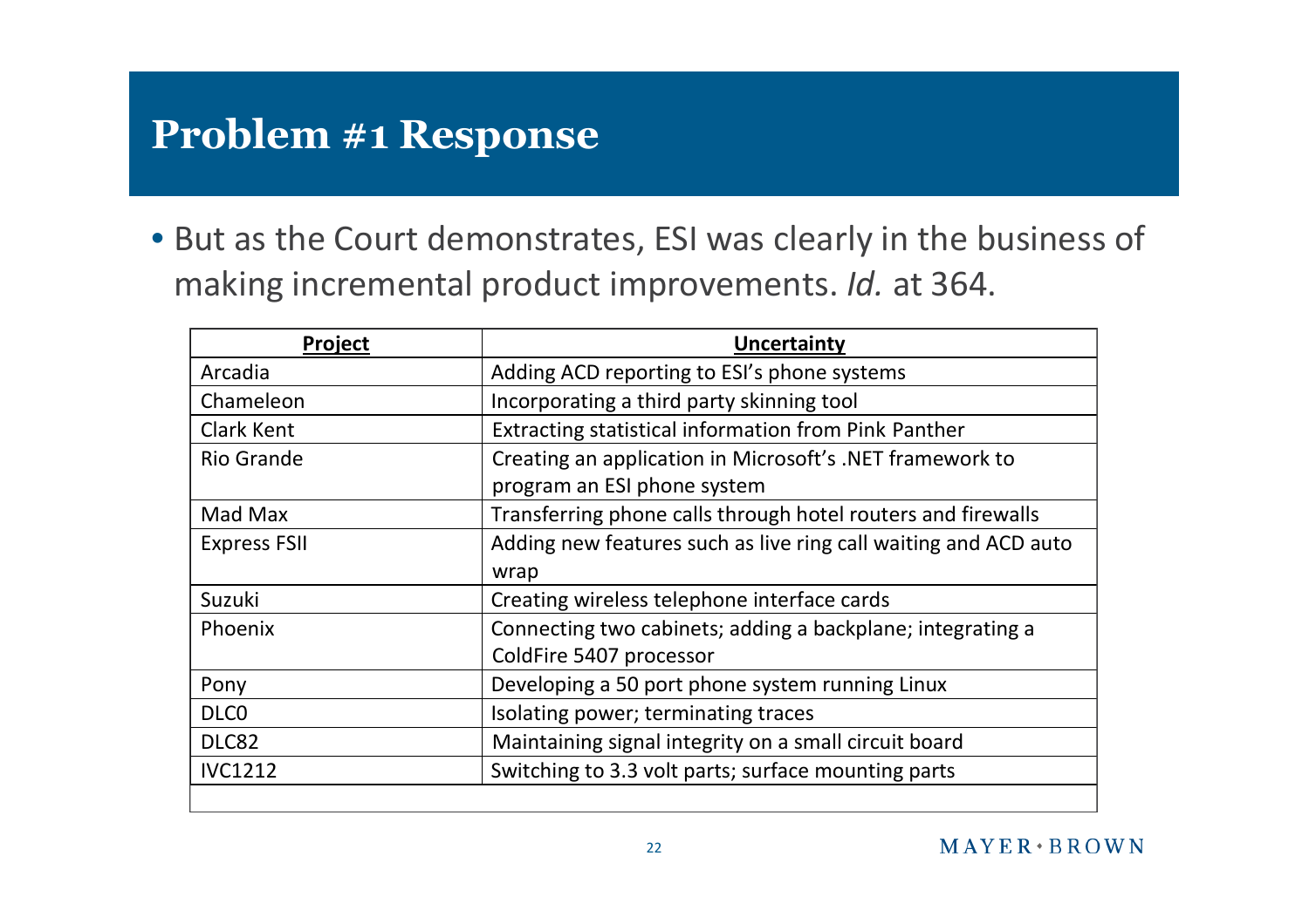# Problem #1 Response

- But as the Court demonstrates, ESI was clearly in the business of making incremental product improvements. *Id.* at 364.

| Project | Uncertainty |
|---|---|
| Arcadia | Adding ACD reporting to ESI's phone systems |
| Chameleon | Incorporating a third party skinning tool |
| Clark Kent | Extracting statistical information from Pink Panther |
| Rio Grande | Creating an application in Microsoft's .NET framework to program an ESI phone system |
| Mad Max | Transferring phone calls through hotel routers and firewalls |
| Express FSII | Adding new features such as live ring call waiting and ACD auto wrap |
| Suzuki | Creating wireless telephone interface cards |
| Phoenix | Connecting two cabinets; adding a backplane; integrating a ColdFire 5407 processor |
| Pony | Developing a 50 port phone system running Linux |
| DLC0 | Isolating power; terminating traces |
| DLC82 | Maintaining signal integrity on a small circuit board |
| IVC1212 | Switching to 3.3 volt parts; surface mounting parts |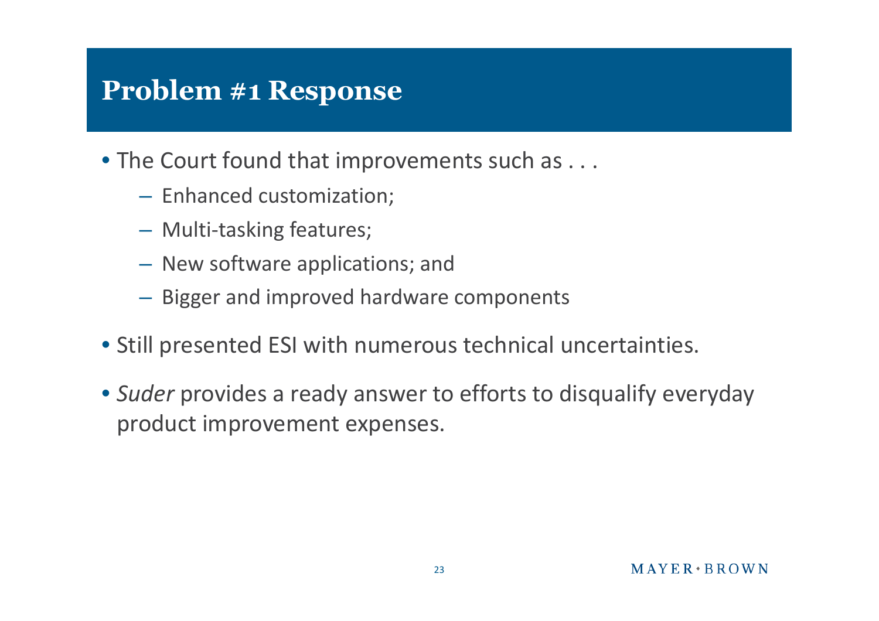# Problem #1 Response

- The Court found that improvements such as . . .
  - Enhanced customization;
  - Multi-tasking features;
  - New software applications; and
  - Bigger and improved hardware components
- Still presented ESI with numerous technical uncertainties.
- *Suder* provides a ready answer to efforts to disqualify everyday product improvement expenses.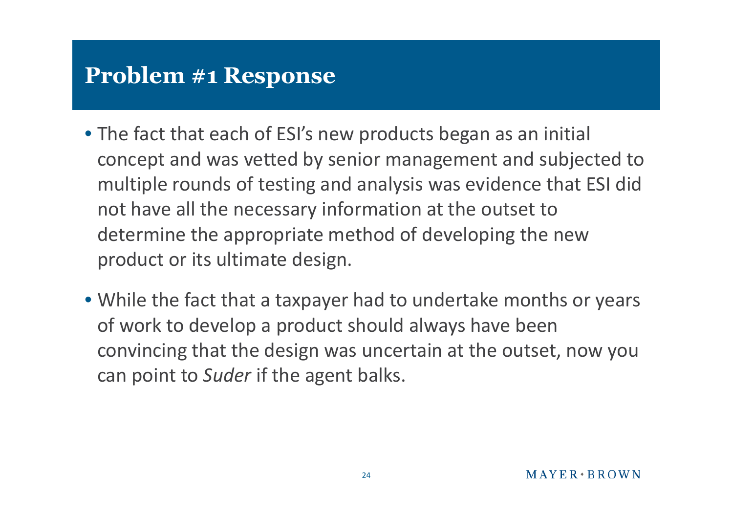# Problem #1 Response

- The fact that each of ESI's new products began as an initial concept and was vetted by senior management and subjected to multiple rounds of testing and analysis was evidence that ESI did not have all the necessary information at the outset to determine the appropriate method of developing the new product or its ultimate design.
- While the fact that a taxpayer had to undertake months or years of work to develop a product should always have been convincing that the design was uncertain at the outset, now you can point to *Suder* if the agent balks.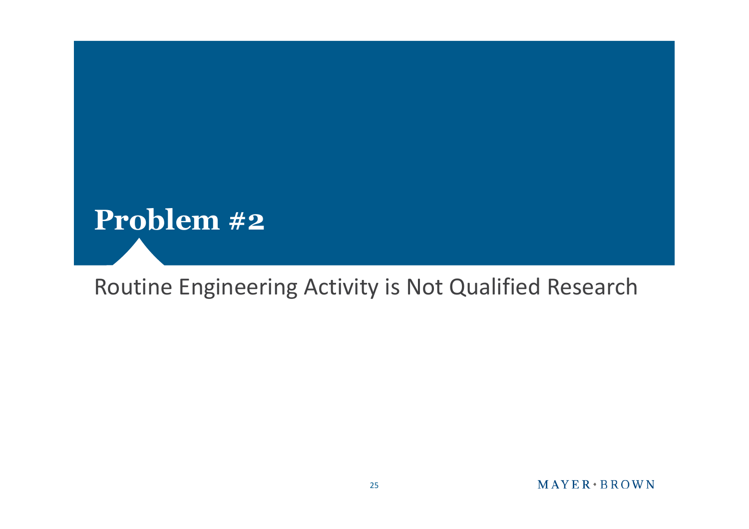# Problem #2

Routine Engineering Activity is Not Qualified Research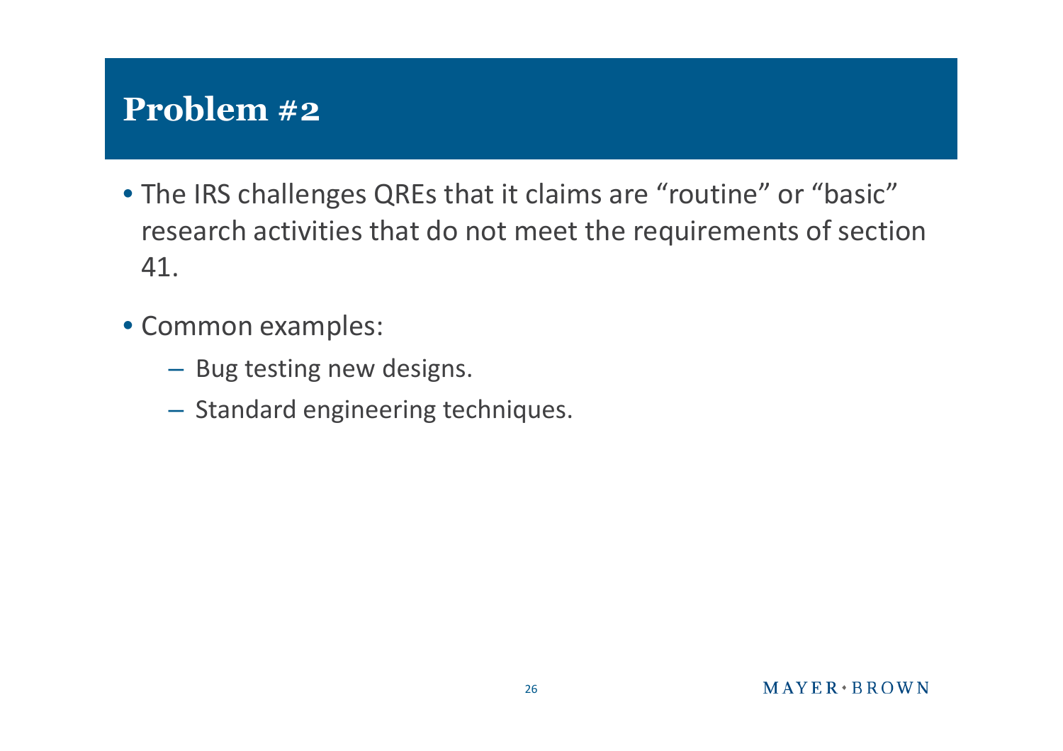# Problem #2

- The IRS challenges QREs that it claims are "routine" or "basic" research activities that do not meet the requirements of section 41.
- Common examples:
  - Bug testing new designs.
  - Standard engineering techniques.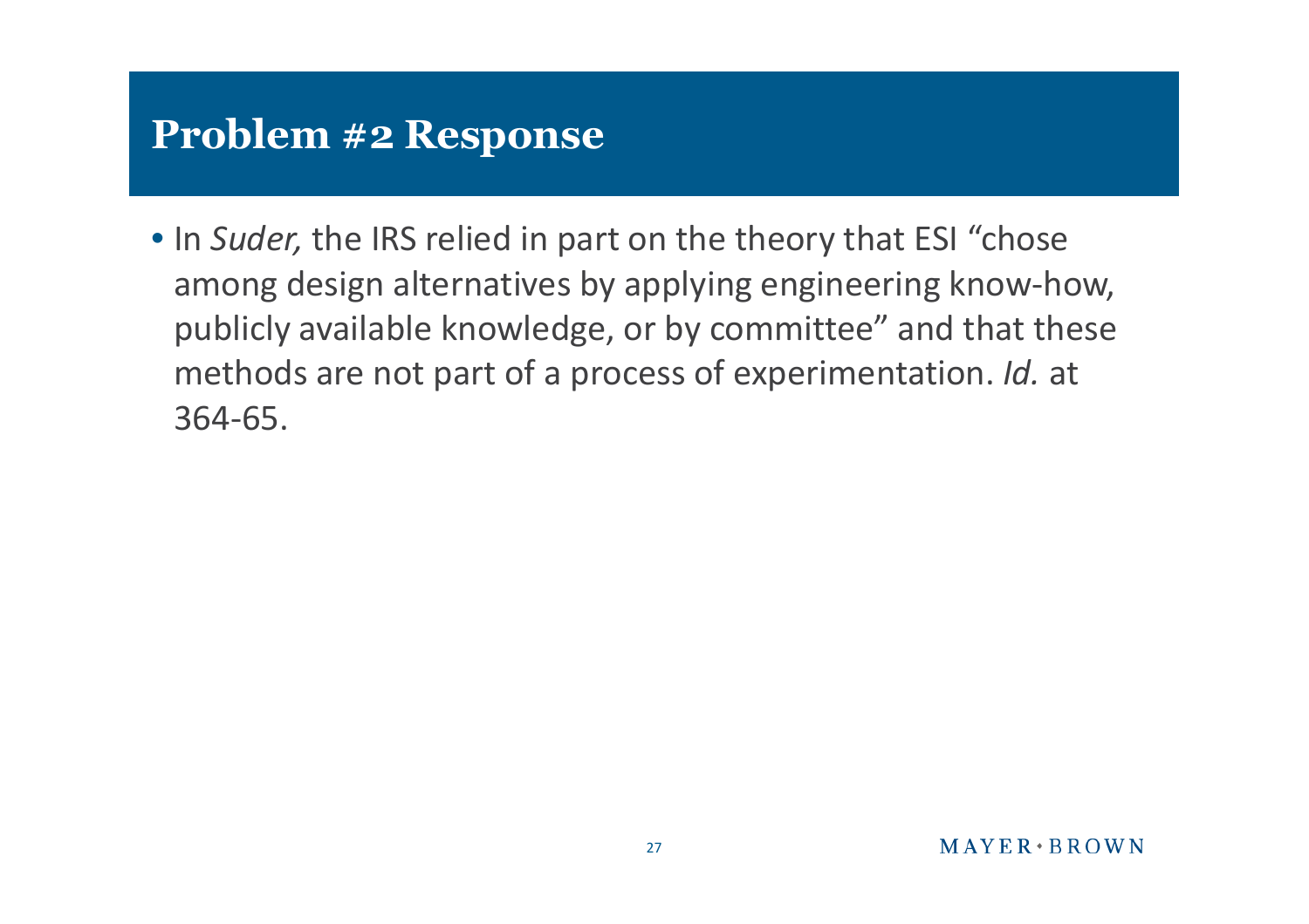# Problem #2 Response

- In *Suder,* the IRS relied in part on the theory that ESI "chose among design alternatives by applying engineering know-how, publicly available knowledge, or by committee" and that these methods are not part of a process of experimentation. *Id.* at 364-65.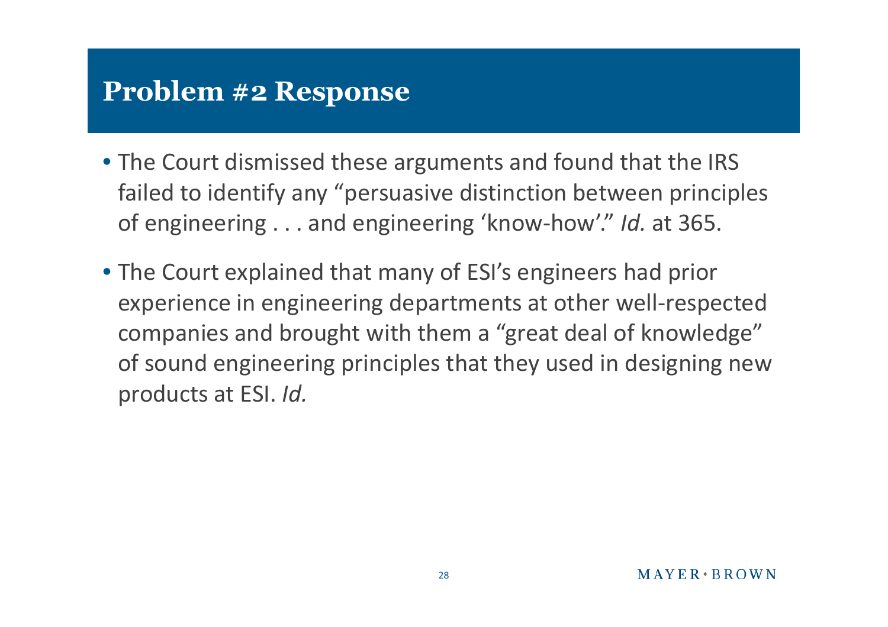# Problem #2 Response

- The Court dismissed these arguments and found that the IRS failed to identify any "persuasive distinction between principles of engineering . . . and engineering 'know-how'." *Id.* at 365.
- The Court explained that many of ESI's engineers had prior experience in engineering departments at other well-respected companies and brought with them a "great deal of knowledge" of sound engineering principles that they used in designing new products at ESI. *Id.*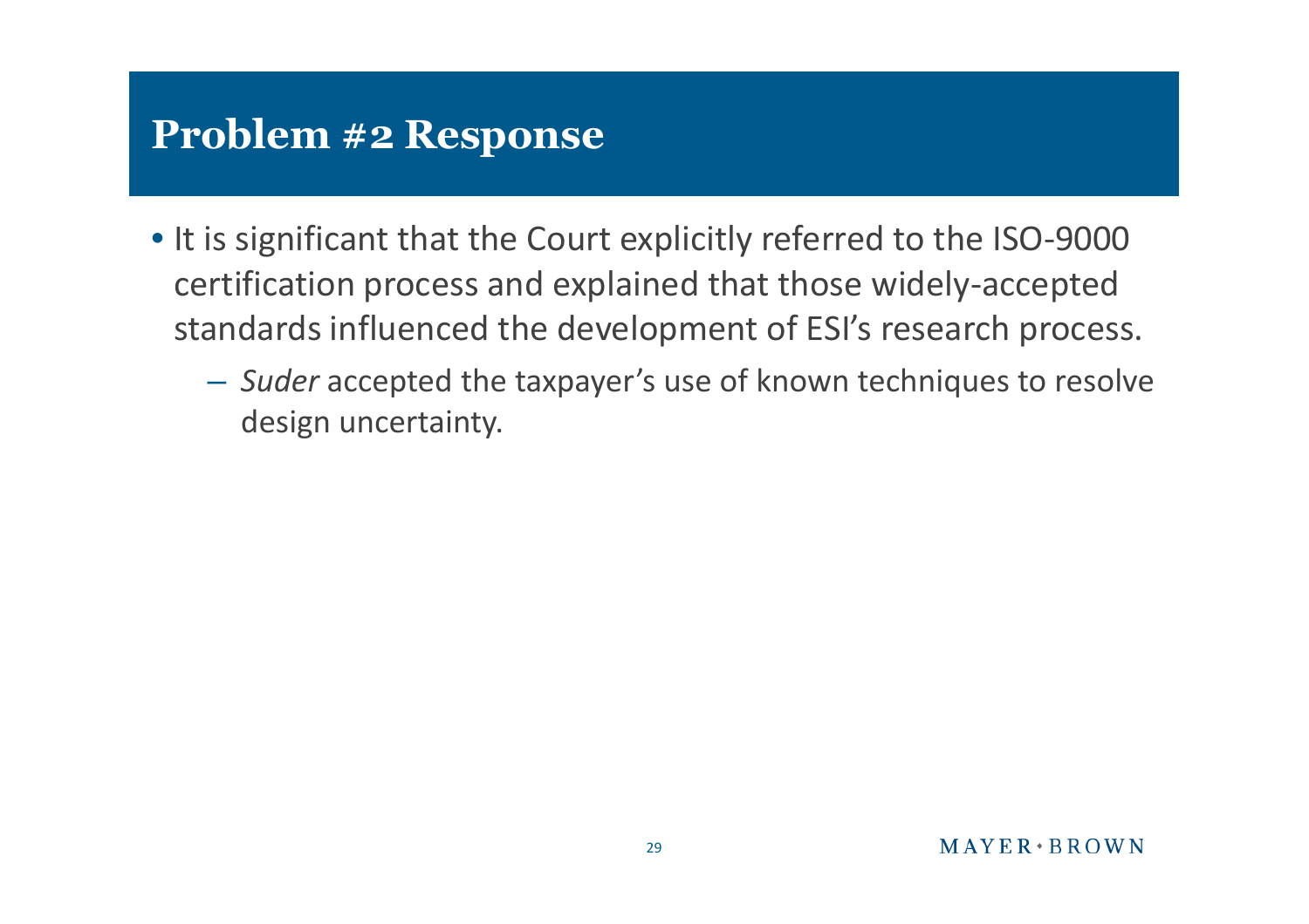# Problem #2 Response

- It is significant that the Court explicitly referred to the ISO-9000 certification process and explained that those widely-accepted standards influenced the development of ESI's research process.
  - *Suder* accepted the taxpayer's use of known techniques to resolve design uncertainty.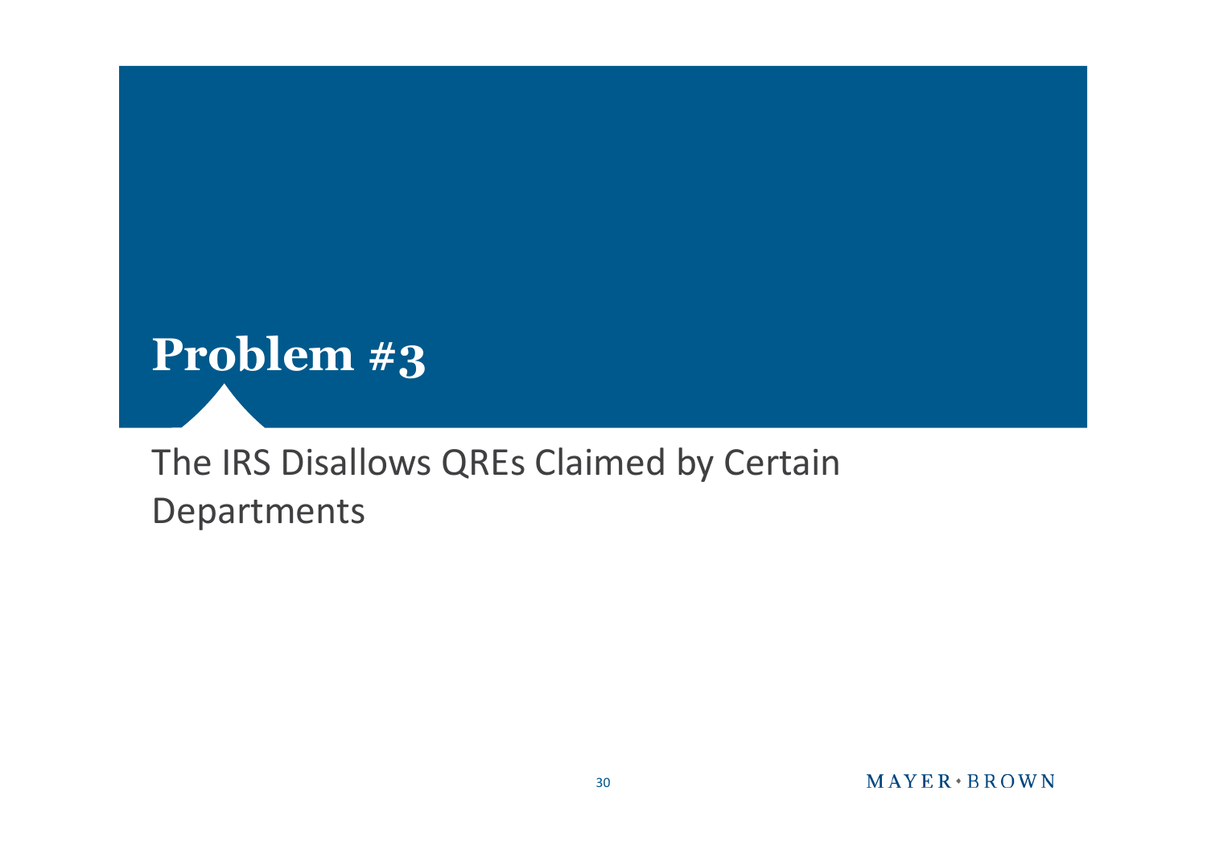# Problem #3

The IRS Disallows QREs Claimed by Certain Departments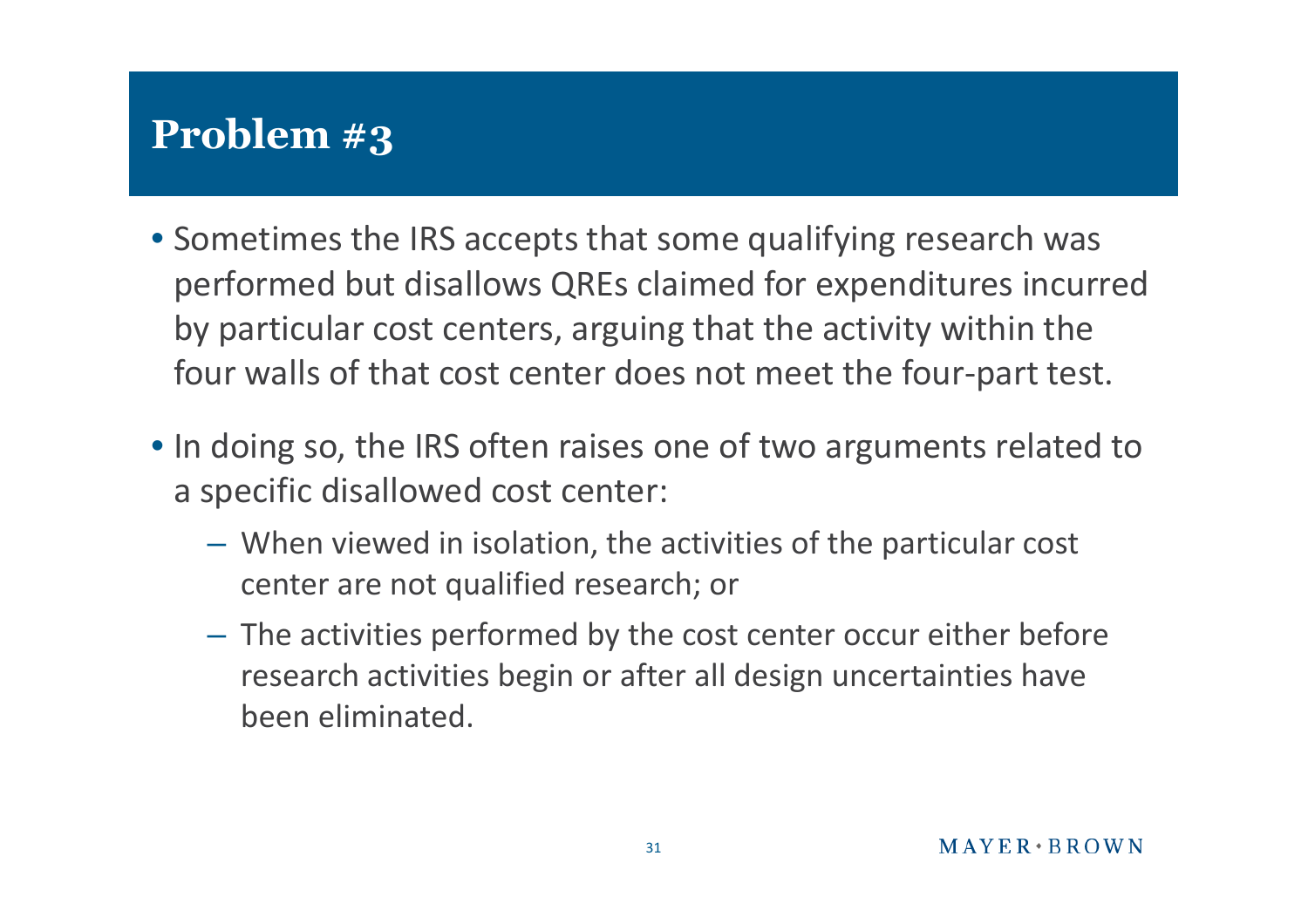# Problem #3

- Sometimes the IRS accepts that some qualifying research was performed but disallows QREs claimed for expenditures incurred by particular cost centers, arguing that the activity within the four walls of that cost center does not meet the four-part test.
- In doing so, the IRS often raises one of two arguments related to a specific disallowed cost center:
  - When viewed in isolation, the activities of the particular cost center are not qualified research; or
  - The activities performed by the cost center occur either before research activities begin or after all design uncertainties have been eliminated.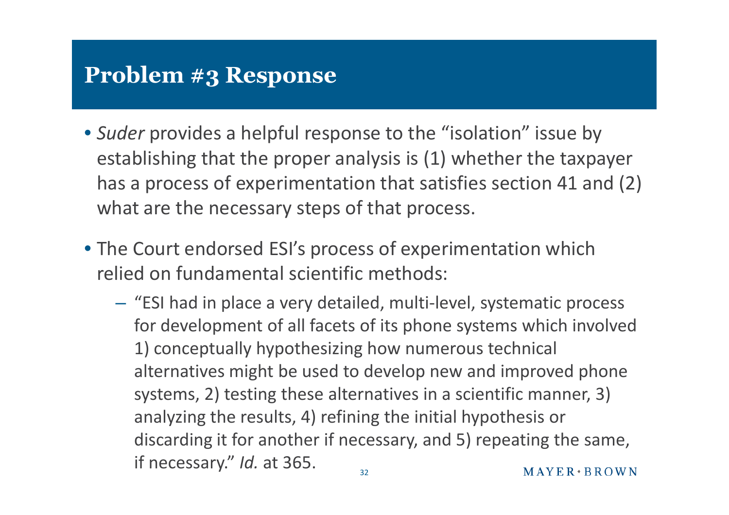# Problem #3 Response

- *Suder* provides a helpful response to the "isolation" issue by establishing that the proper analysis is (1) whether the taxpayer has a process of experimentation that satisfies section 41 and (2) what are the necessary steps of that process.
- The Court endorsed ESI's process of experimentation which relied on fundamental scientific methods:
  - "ESI had in place a very detailed, multi-level, systematic process for development of all facets of its phone systems which involved 1) conceptually hypothesizing how numerous technical alternatives might be used to develop new and improved phone systems, 2) testing these alternatives in a scientific manner, 3) analyzing the results, 4) refining the initial hypothesis or discarding it for another if necessary, and 5) repeating the same, if necessary." *Id.* at 365.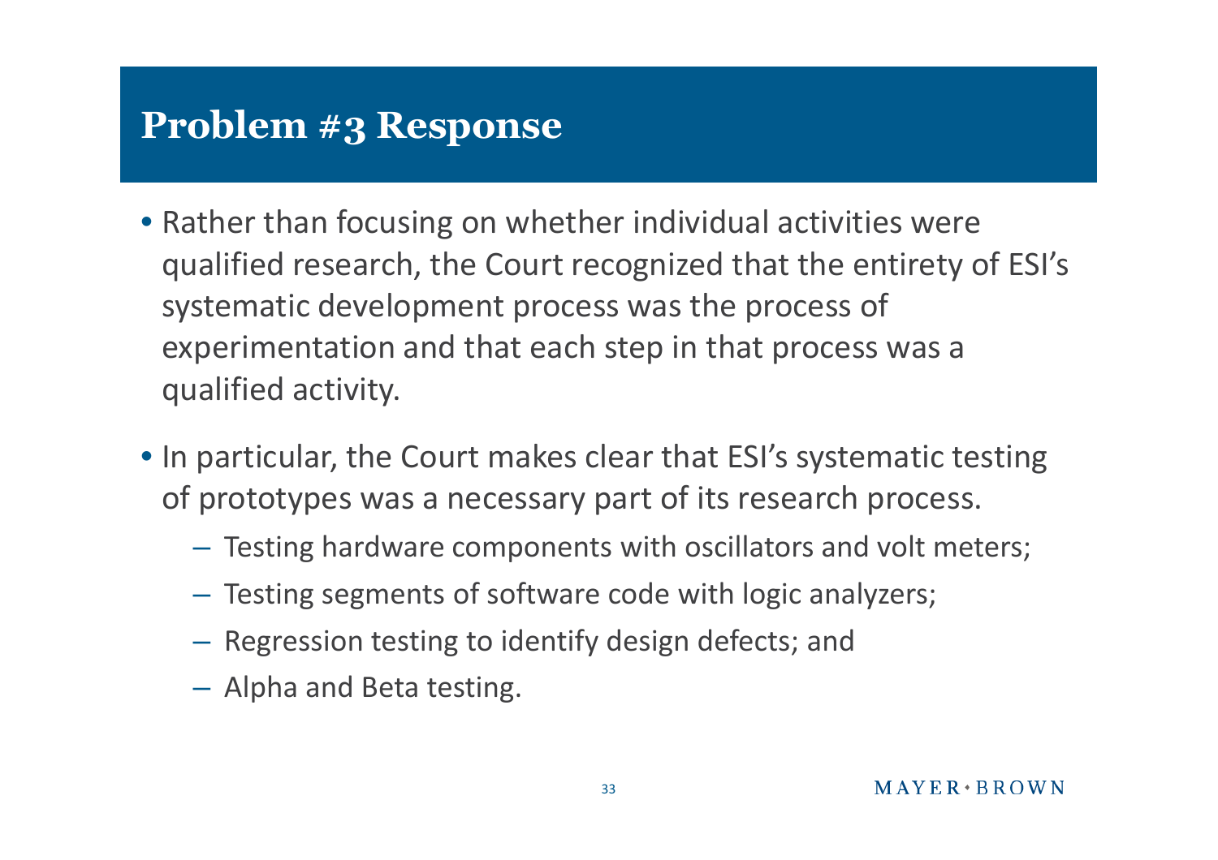## Problem #3 Response

- Rather than focusing on whether individual activities were qualified research, the Court recognized that the entirety of ESI's systematic development process was the process of experimentation and that each step in that process was a qualified activity.
- In particular, the Court makes clear that ESI's systematic testing of prototypes was a necessary part of its research process.
  - Testing hardware components with oscillators and volt meters;
  - Testing segments of software code with logic analyzers;
  - Regression testing to identify design defects; and
  - Alpha and Beta testing.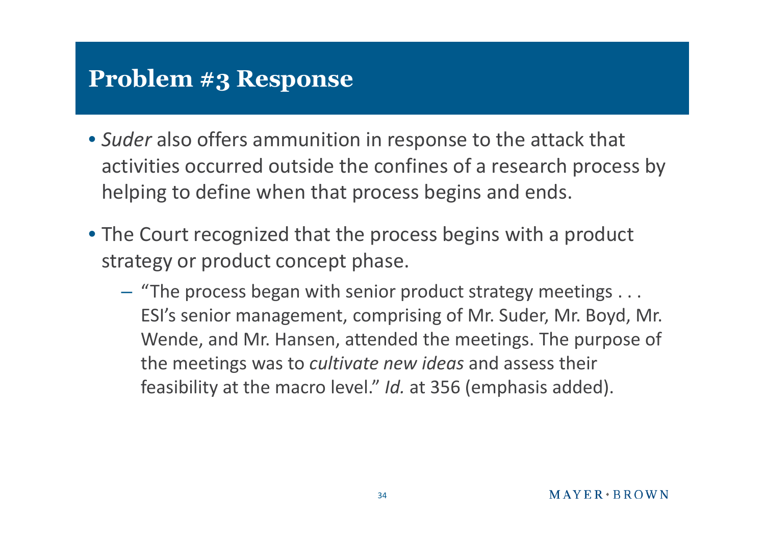## Problem #3 Response

- *Suder* also offers ammunition in response to the attack that activities occurred outside the confines of a research process by helping to define when that process begins and ends.
- The Court recognized that the process begins with a product strategy or product concept phase.
  - "The process began with senior product strategy meetings . . . ESI's senior management, comprising of Mr. Suder, Mr. Boyd, Mr. Wende, and Mr. Hansen, attended the meetings. The purpose of the meetings was to *cultivate new ideas* and assess their feasibility at the macro level." *Id.* at 356 (emphasis added).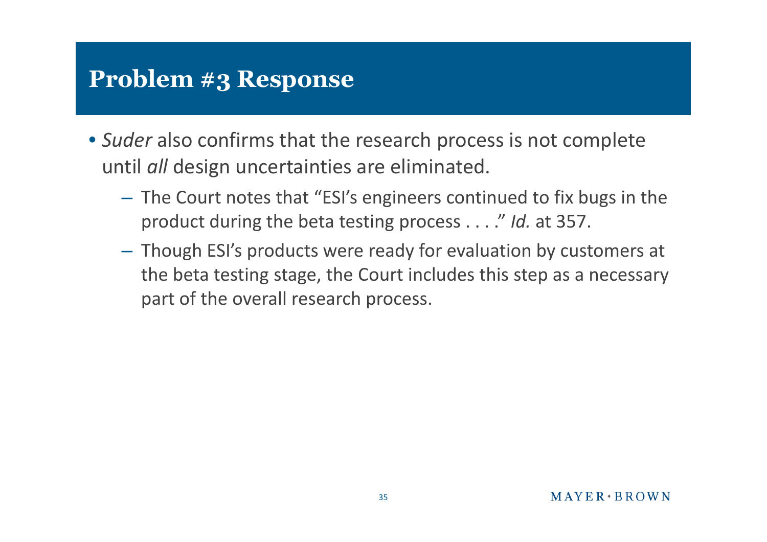# Problem #3 Response

- *Suder* also confirms that the research process is not complete until *all* design uncertainties are eliminated.
  - The Court notes that "ESI's engineers continued to fix bugs in the product during the beta testing process . . . ." *Id.* at 357.
  - Though ESI's products were ready for evaluation by customers at the beta testing stage, the Court includes this step as a necessary part of the overall research process.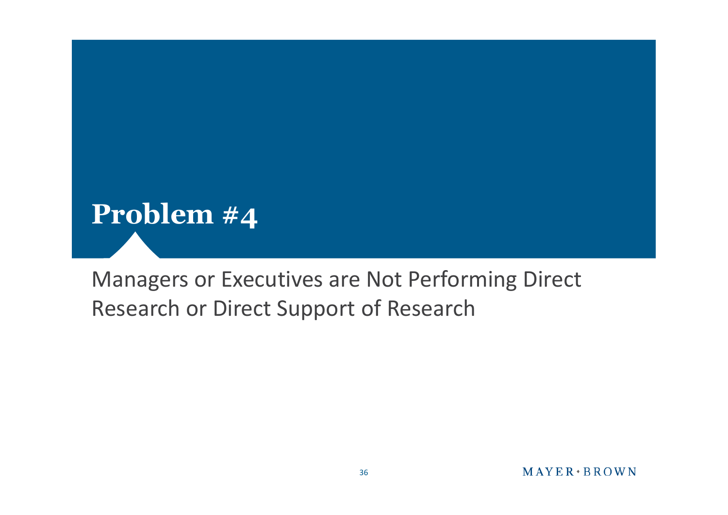# Problem #4

Managers or Executives are Not Performing Direct Research or Direct Support of Research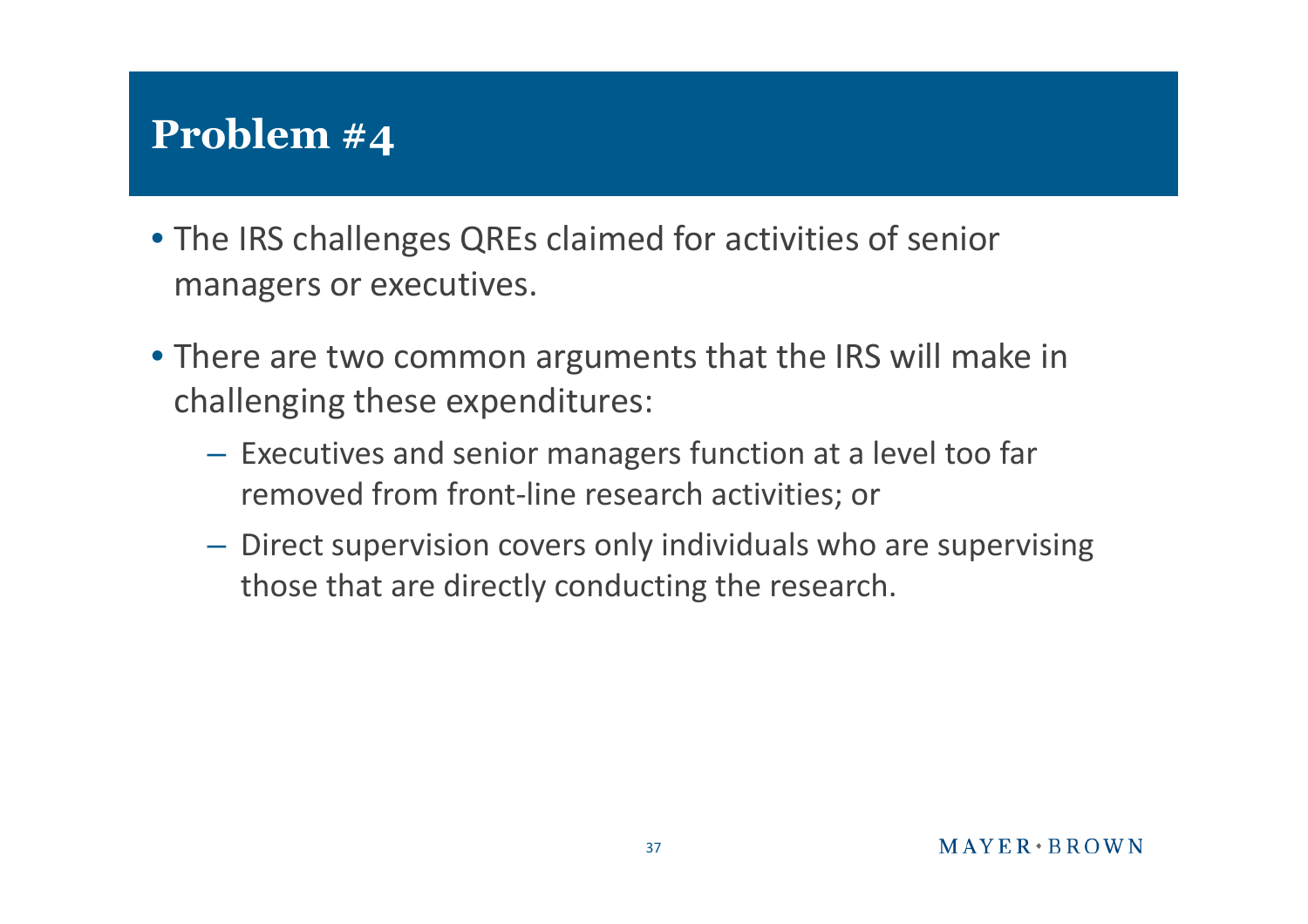# Problem #4

- The IRS challenges QREs claimed for activities of senior managers or executives.
- There are two common arguments that the IRS will make in challenging these expenditures:
  - Executives and senior managers function at a level too far removed from front-line research activities; or
  - Direct supervision covers only individuals who are supervising those that are directly conducting the research.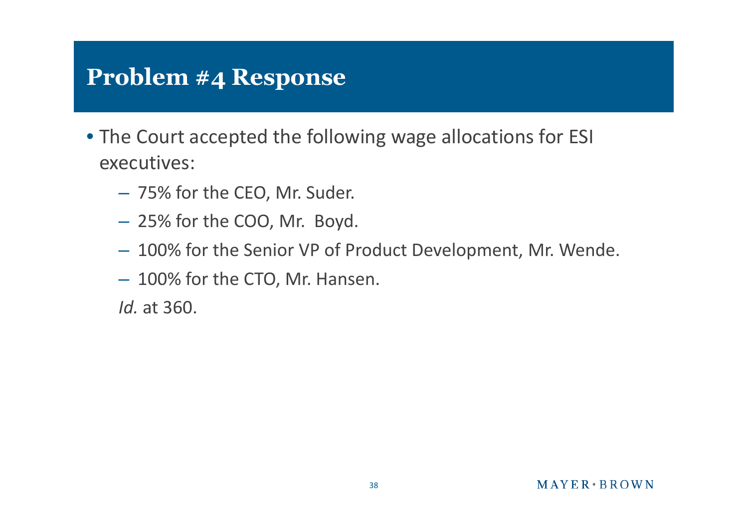# Problem #4 Response

- The Court accepted the following wage allocations for ESI executives:
  - 75% for the CEO, Mr. Suder.
  - 25% for the COO, Mr. Boyd.
  - 100% for the Senior VP of Product Development, Mr. Wende.
  - 100% for the CTO, Mr. Hansen.

  *Id.* at 360.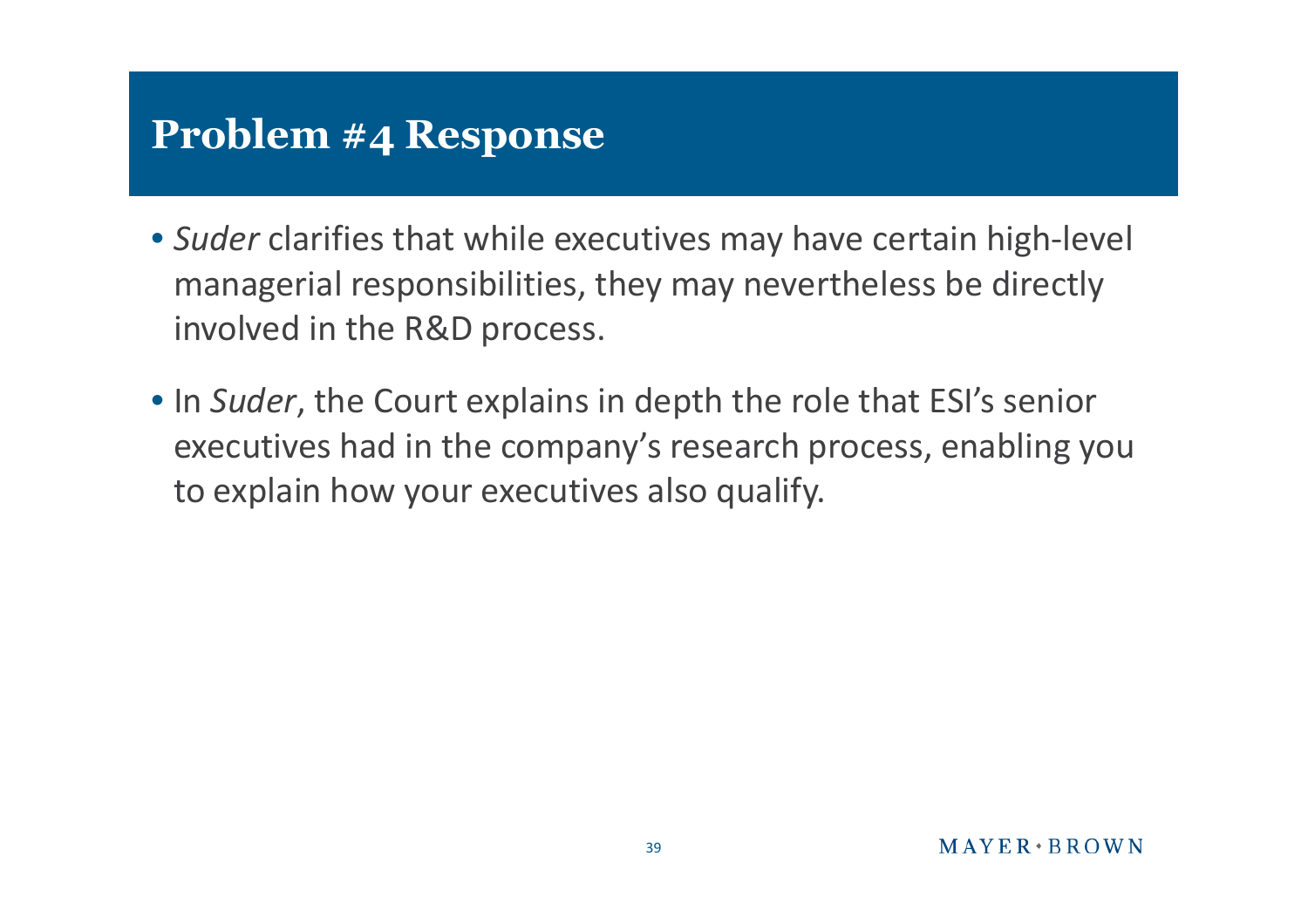# Problem #4 Response

- *Suder* clarifies that while executives may have certain high-level managerial responsibilities, they may nevertheless be directly involved in the R&D process.
- In *Suder*, the Court explains in depth the role that ESI's senior executives had in the company's research process, enabling you to explain how your executives also qualify.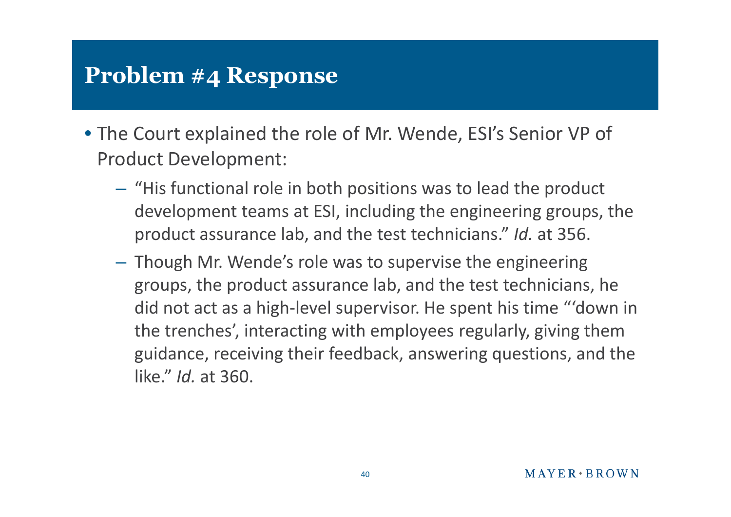# Problem #4 Response

- The Court explained the role of Mr. Wende, ESI's Senior VP of Product Development:
  - "His functional role in both positions was to lead the product development teams at ESI, including the engineering groups, the product assurance lab, and the test technicians." *Id.* at 356.
  - Though Mr. Wende's role was to supervise the engineering groups, the product assurance lab, and the test technicians, he did not act as a high-level supervisor. He spent his time "'down in the trenches', interacting with employees regularly, giving them guidance, receiving their feedback, answering questions, and the like." *Id.* at 360.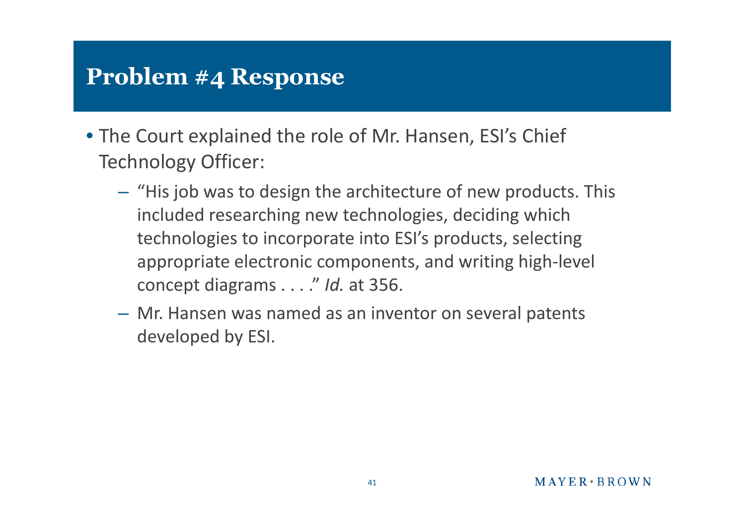# Problem #4 Response

- The Court explained the role of Mr. Hansen, ESI's Chief Technology Officer:
  - "His job was to design the architecture of new products. This included researching new technologies, deciding which technologies to incorporate into ESI's products, selecting appropriate electronic components, and writing high-level concept diagrams . . . ." *Id.* at 356.
  - Mr. Hansen was named as an inventor on several patents developed by ESI.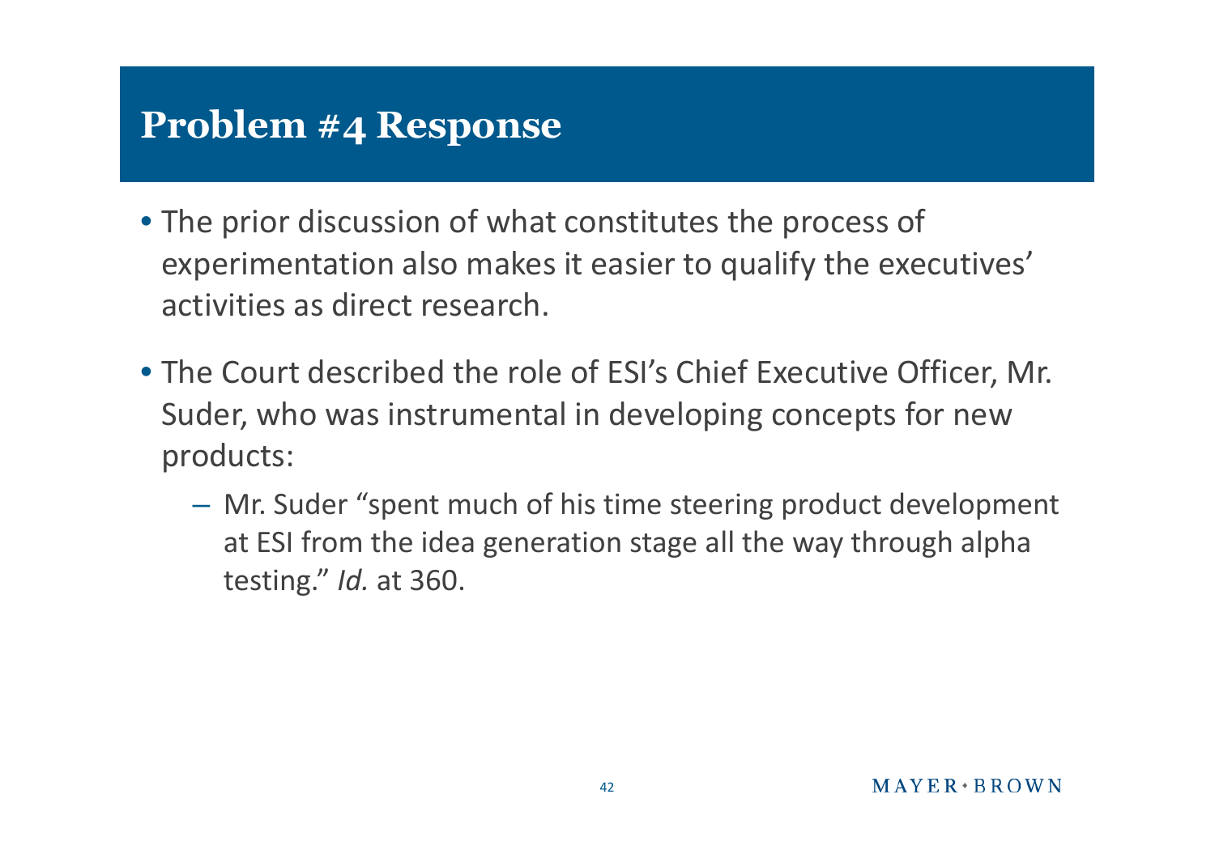# Problem #4 Response

- The prior discussion of what constitutes the process of experimentation also makes it easier to qualify the executives' activities as direct research.
- The Court described the role of ESI's Chief Executive Officer, Mr. Suder, who was instrumental in developing concepts for new products:
  - Mr. Suder "spent much of his time steering product development at ESI from the idea generation stage all the way through alpha testing." *Id.* at 360.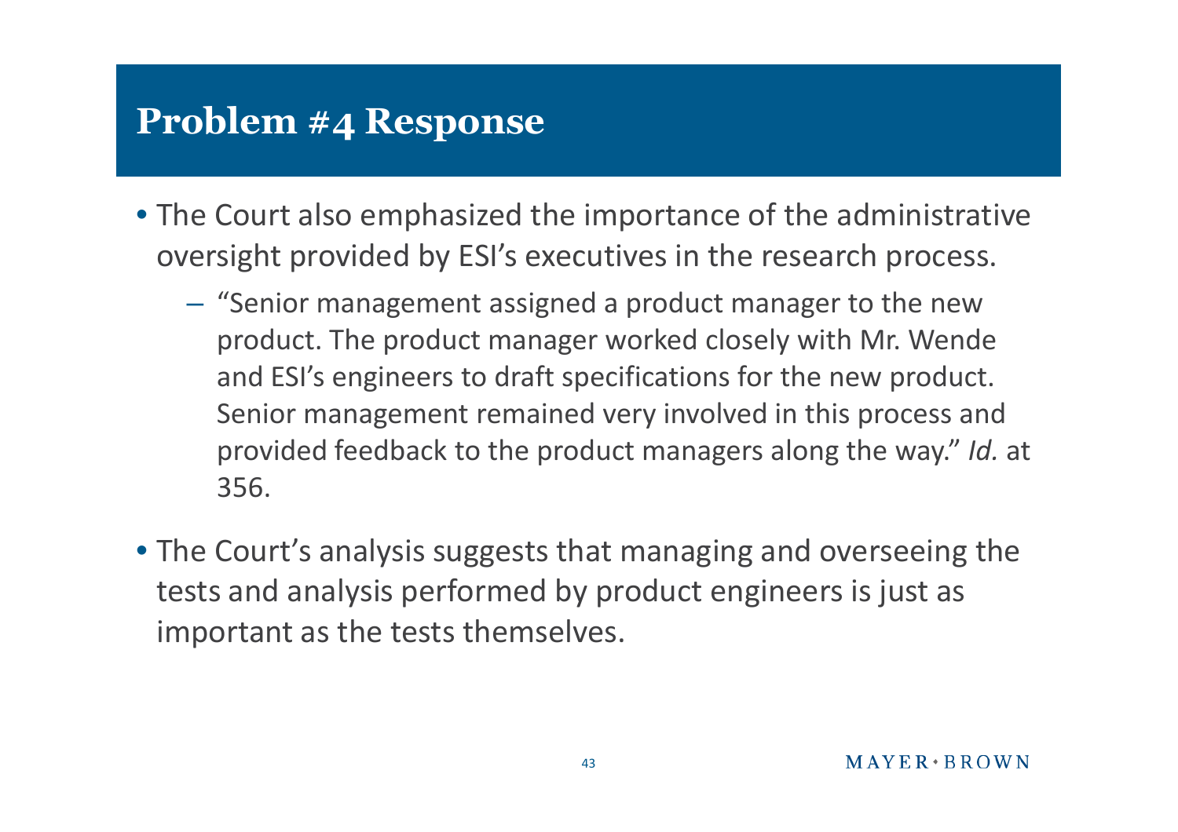# Problem #4 Response

- The Court also emphasized the importance of the administrative oversight provided by ESI's executives in the research process.
  - "Senior management assigned a product manager to the new product. The product manager worked closely with Mr. Wende and ESI's engineers to draft specifications for the new product. Senior management remained very involved in this process and provided feedback to the product managers along the way." *Id.* at 356.
- The Court's analysis suggests that managing and overseeing the tests and analysis performed by product engineers is just as important as the tests themselves.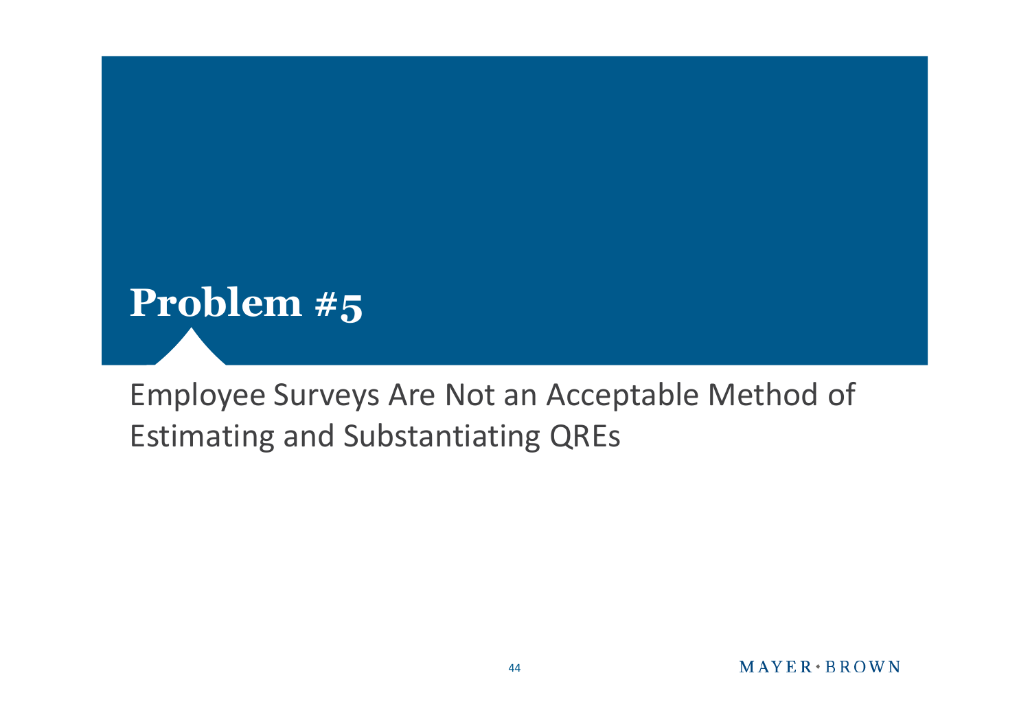# Problem #5

Employee Surveys Are Not an Acceptable Method of Estimating and Substantiating QREs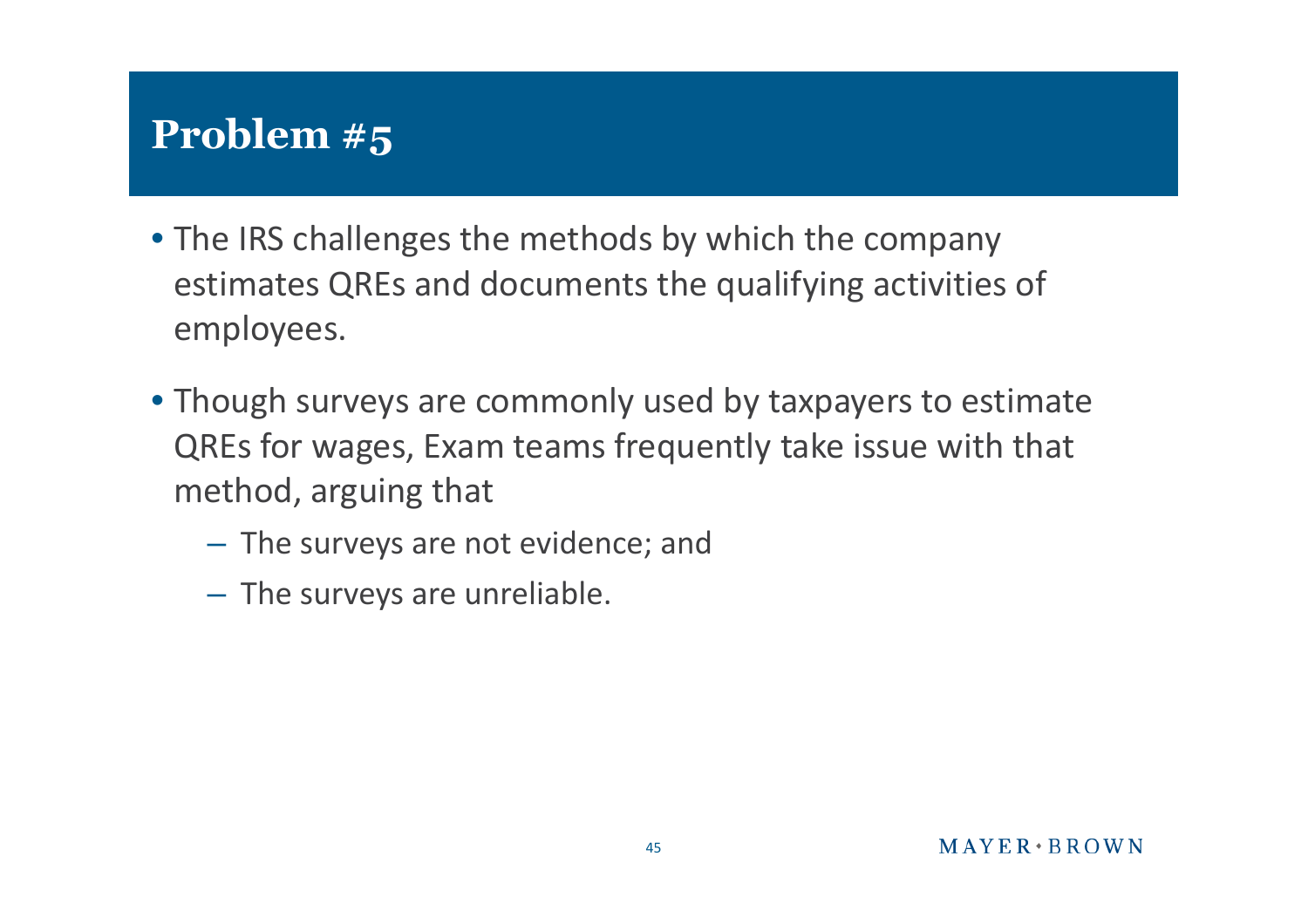# Problem #5

- The IRS challenges the methods by which the company estimates QREs and documents the qualifying activities of employees.
- Though surveys are commonly used by taxpayers to estimate QREs for wages, Exam teams frequently take issue with that method, arguing that
  - The surveys are not evidence; and
  - The surveys are unreliable.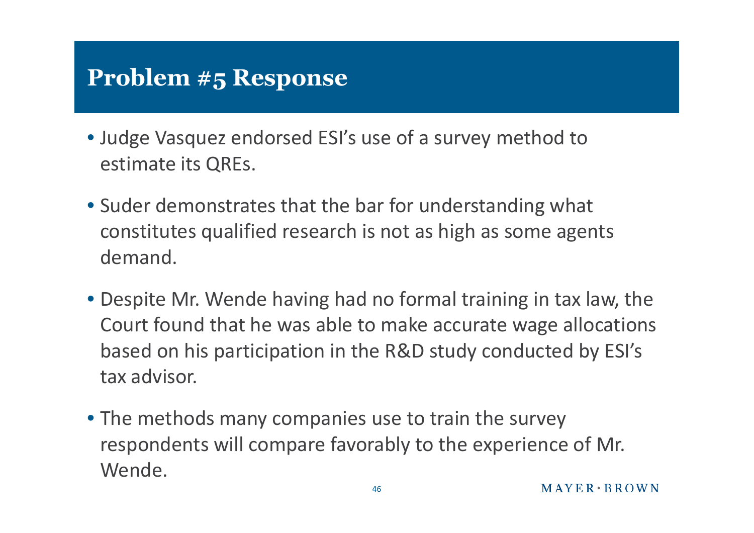# Problem #5 Response

- Judge Vasquez endorsed ESI's use of a survey method to estimate its QREs.
- Suder demonstrates that the bar for understanding what constitutes qualified research is not as high as some agents demand.
- Despite Mr. Wende having had no formal training in tax law, the Court found that he was able to make accurate wage allocations based on his participation in the R&D study conducted by ESI's tax advisor.
- The methods many companies use to train the survey respondents will compare favorably to the experience of Mr. Wende.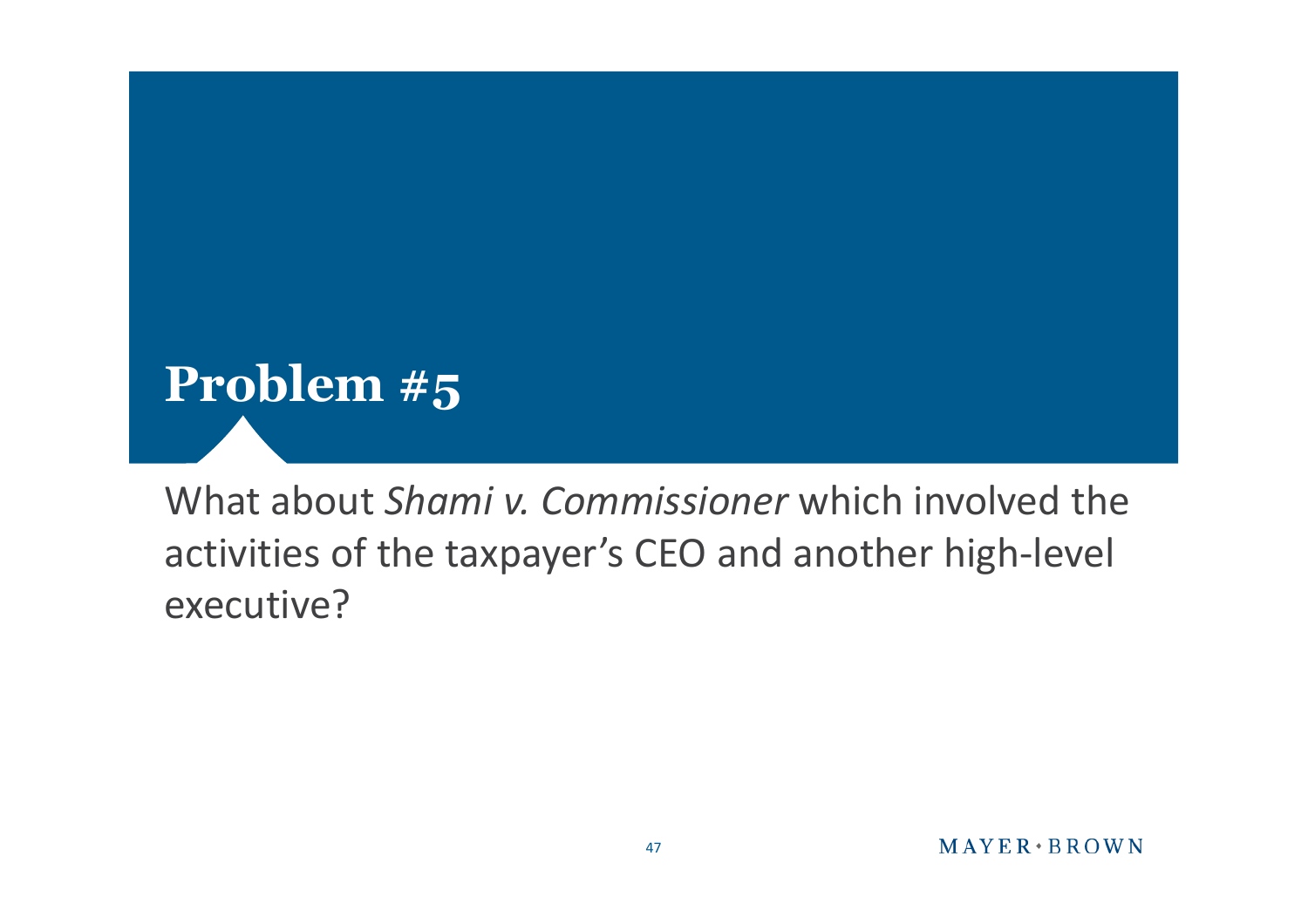# Problem #5

What about *Shami v. Commissioner* which involved the activities of the taxpayer's CEO and another high-level executive?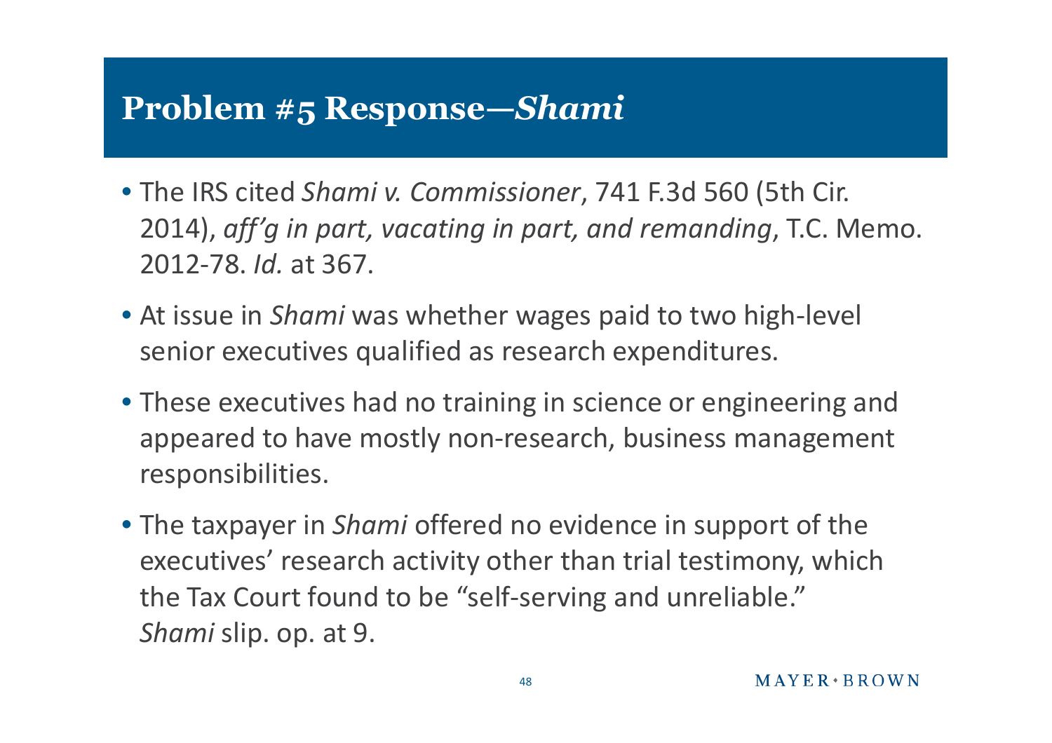# Problem #5 Response—*Shami*

- The IRS cited *Shami v. Commissioner*, 741 F.3d 560 (5th Cir. 2014), *aff'g in part, vacating in part, and remanding*, T.C. Memo. 2012-78. *Id.* at 367.
- At issue in *Shami* was whether wages paid to two high-level senior executives qualified as research expenditures.
- These executives had no training in science or engineering and appeared to have mostly non-research, business management responsibilities.
- The taxpayer in *Shami* offered no evidence in support of the executives' research activity other than trial testimony, which the Tax Court found to be "self-serving and unreliable." *Shami* slip. op. at 9.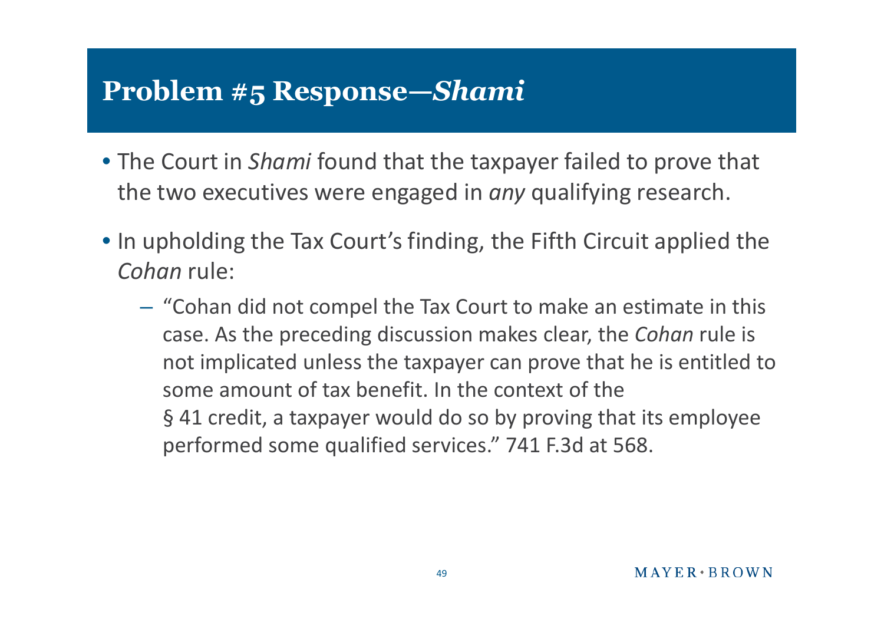# Problem #5 Response—*Shami*

- The Court in *Shami* found that the taxpayer failed to prove that the two executives were engaged in *any* qualifying research.
- In upholding the Tax Court's finding, the Fifth Circuit applied the *Cohan* rule:
  - "Cohan did not compel the Tax Court to make an estimate in this case. As the preceding discussion makes clear, the *Cohan* rule is not implicated unless the taxpayer can prove that he is entitled to some amount of tax benefit. In the context of the § 41 credit, a taxpayer would do so by proving that its employee performed some qualified services." 741 F.3d at 568.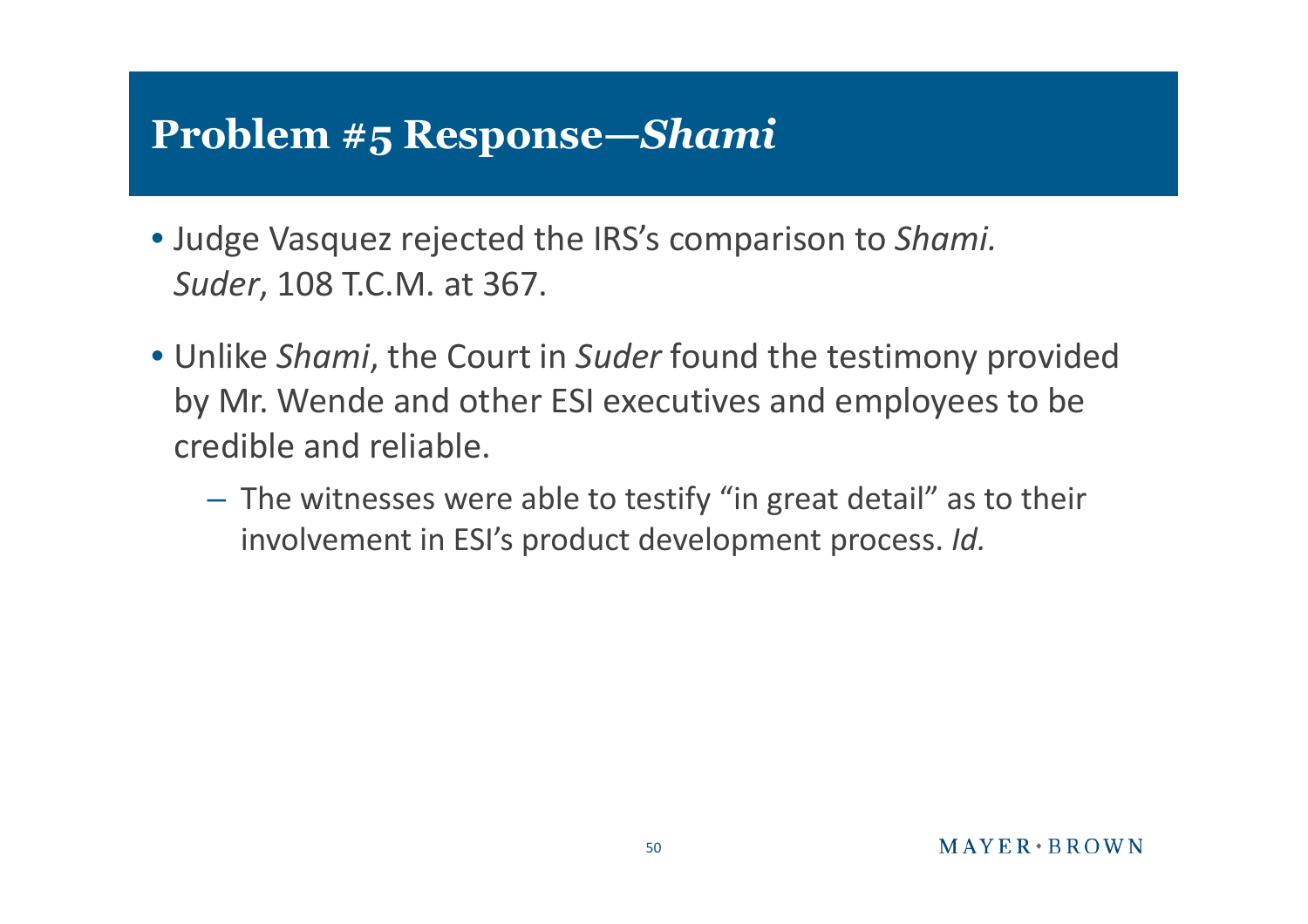# Problem #5 Response—*Shami*

- Judge Vasquez rejected the IRS's comparison to *Shami.* *Suder*, 108 T.C.M. at 367.
- Unlike *Shami*, the Court in *Suder* found the testimony provided by Mr. Wende and other ESI executives and employees to be credible and reliable.
  - The witnesses were able to testify "in great detail" as to their involvement in ESI's product development process. *Id.*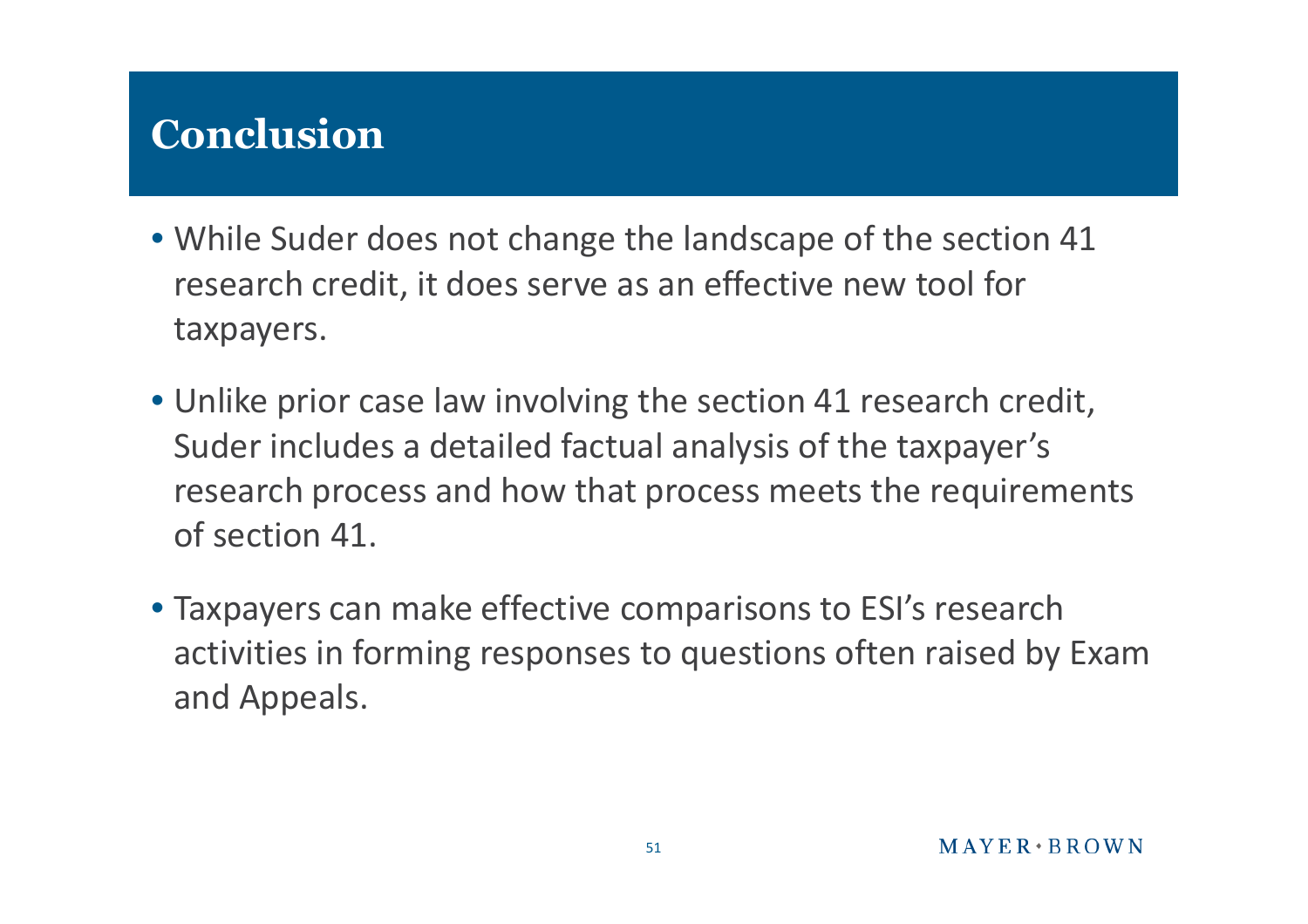# Conclusion

- While Suder does not change the landscape of the section 41 research credit, it does serve as an effective new tool for taxpayers.
- Unlike prior case law involving the section 41 research credit, Suder includes a detailed factual analysis of the taxpayer's research process and how that process meets the requirements of section 41.
- Taxpayers can make effective comparisons to ESI's research activities in forming responses to questions often raised by Exam and Appeals.